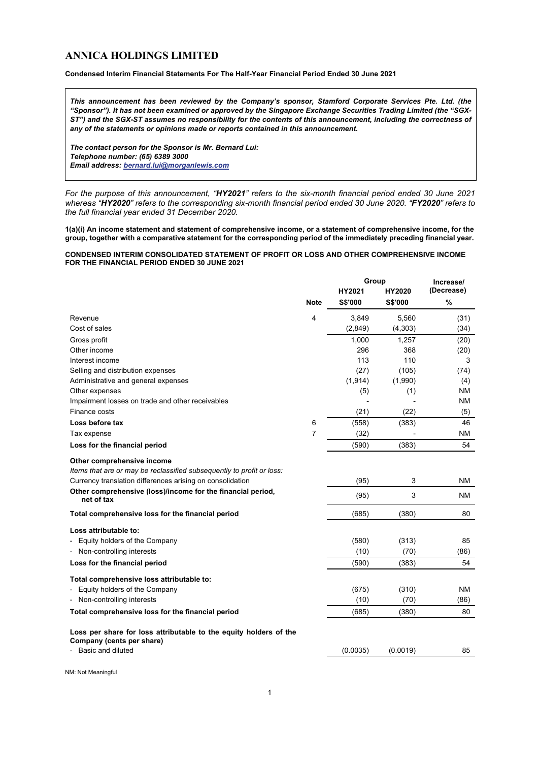# ANNICA HOLDINGS LIMITED

**Condensed Interim Financial Statements For The Half-Year Financial Period Ended 30 June 2021**

> ***This announcement has been reviewed by the Company's sponsor, Stamford Corporate Services Pte. Ltd. (the "Sponsor"). It has not been examined or approved by the Singapore Exchange Securities Trading Limited (the "SGX-ST") and the SGX-ST assumes no responsibility for the contents of this announcement, including the correctness of any of the statements or opinions made or reports contained in this announcement.***
>
> ***The contact person for the Sponsor is Mr. Bernard Lui:***
> ***Telephone number: (65) 6389 3000***
> ***Email address: bernard.lui@morganlewis.com***

*For the purpose of this announcement, "**HY2021**" refers to the six-month financial period ended 30 June 2021 whereas "**HY2020**" refers to the corresponding six-month financial period ended 30 June 2020. "**FY2020**" refers to the full financial year ended 31 December 2020.*

**1(a)(i) An income statement and statement of comprehensive income, or a statement of comprehensive income, for the group, together with a comparative statement for the corresponding period of the immediately preceding financial year.**

**CONDENSED INTERIM CONSOLIDATED STATEMENT OF PROFIT OR LOSS AND OTHER COMPREHENSIVE INCOME FOR THE FINANCIAL PERIOD ENDED 30 JUNE 2021**

| | | Group | | Increase/ (Decrease) |
|---|---|---|---|---|
| | | HY2021 | HY2020 | |
| | Note | S$'000 | S$'000 | % |
| Revenue | 4 | 3,849 | 5,560 | (31) |
| Cost of sales | | (2,849) | (4,303) | (34) |
| Gross profit | | 1,000 | 1,257 | (20) |
| Other income | | 296 | 368 | (20) |
| Interest income | | 113 | 110 | 3 |
| Selling and distribution expenses | | (27) | (105) | (74) |
| Administrative and general expenses | | (1,914) | (1,990) | (4) |
| Other expenses | | (5) | (1) | NM |
| Impairment losses on trade and other receivables | | - | - | NM |
| Finance costs | | (21) | (22) | (5) |
| **Loss before tax** | 6 | (558) | (383) | 46 |
| Tax expense | 7 | (32) | - | NM |
| **Loss for the financial period** | | (590) | (383) | 54 |
| **Other comprehensive income** | | | | |
| *Items that are or may be reclassified subsequently to profit or loss:* | | | | |
| Currency translation differences arising on consolidation | | (95) | 3 | NM |
| **Other comprehensive (loss)/income for the financial period, net of tax** | | (95) | 3 | NM |
| **Total comprehensive loss for the financial period** | | (685) | (380) | 80 |
| **Loss attributable to:** | | | | |
| - Equity holders of the Company | | (580) | (313) | 85 |
| - Non-controlling interests | | (10) | (70) | (86) |
| **Loss for the financial period** | | (590) | (383) | 54 |
| **Total comprehensive loss attributable to:** | | | | |
| - Equity holders of the Company | | (675) | (310) | NM |
| - Non-controlling interests | | (10) | (70) | (86) |
| **Total comprehensive loss for the financial period** | | (685) | (380) | 80 |
| **Loss per share for loss attributable to the equity holders of the Company (cents per share)** | | | | |
| - Basic and diluted | | (0.0035) | (0.0019) | 85 |

NM: Not Meaningful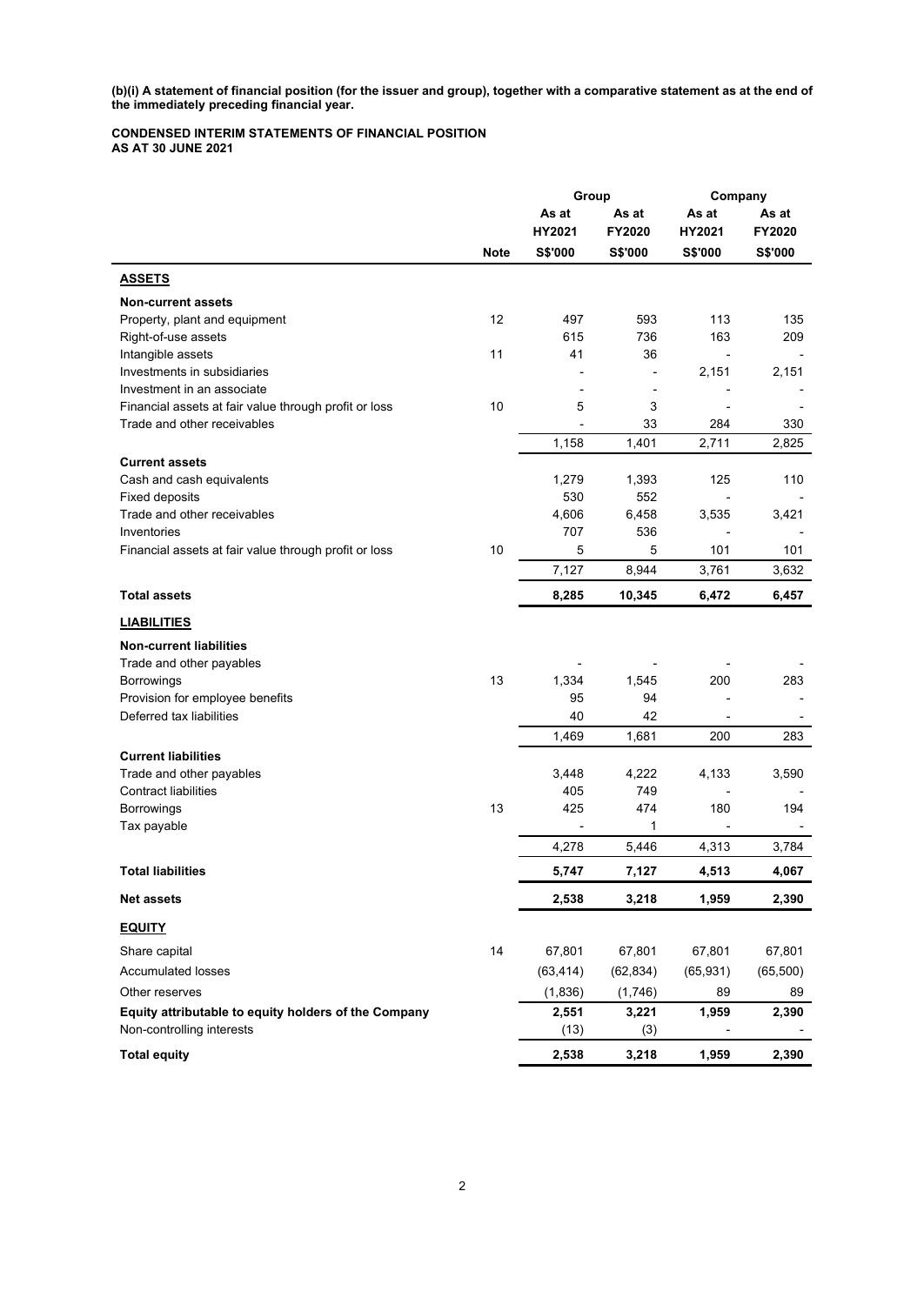**(b)(i) A statement of financial position (for the issuer and group), together with a comparative statement as at the end of the immediately preceding financial year.**

**CONDENSED INTERIM STATEMENTS OF FINANCIAL POSITION**
**AS AT 30 JUNE 2021**

| | | Group | | Company | |
|---|---|---|---|---|---|
| | | As at HY2021 | As at FY2020 | As at HY2021 | As at FY2020 |
| | Note | S$'000 | S$'000 | S$'000 | S$'000 |
| **ASSETS** | | | | | |
| **Non-current assets** | | | | | |
| Property, plant and equipment | 12 | 497 | 593 | 113 | 135 |
| Right-of-use assets | | 615 | 736 | 163 | 209 |
| Intangible assets | 11 | 41 | 36 | - | - |
| Investments in subsidiaries | | - | - | 2,151 | 2,151 |
| Investment in an associate | | - | - | - | - |
| Financial assets at fair value through profit or loss | 10 | 5 | 3 | - | - |
| Trade and other receivables | | - | 33 | 284 | 330 |
| | | 1,158 | 1,401 | 2,711 | 2,825 |
| **Current assets** | | | | | |
| Cash and cash equivalents | | 1,279 | 1,393 | 125 | 110 |
| Fixed deposits | | 530 | 552 | - | - |
| Trade and other receivables | | 4,606 | 6,458 | 3,535 | 3,421 |
| Inventories | | 707 | 536 | - | - |
| Financial assets at fair value through profit or loss | 10 | 5 | 5 | 101 | 101 |
| | | 7,127 | 8,944 | 3,761 | 3,632 |
| **Total assets** | | **8,285** | **10,345** | **6,472** | **6,457** |
| **LIABILITIES** | | | | | |
| **Non-current liabilities** | | | | | |
| Trade and other payables | | - | - | - | - |
| Borrowings | 13 | 1,334 | 1,545 | 200 | 283 |
| Provision for employee benefits | | 95 | 94 | - | - |
| Deferred tax liabilities | | 40 | 42 | - | - |
| | | 1,469 | 1,681 | 200 | 283 |
| **Current liabilities** | | | | | |
| Trade and other payables | | 3,448 | 4,222 | 4,133 | 3,590 |
| Contract liabilities | | 405 | 749 | - | - |
| Borrowings | 13 | 425 | 474 | 180 | 194 |
| Tax payable | | - | 1 | - | - |
| | | 4,278 | 5,446 | 4,313 | 3,784 |
| **Total liabilities** | | **5,747** | **7,127** | **4,513** | **4,067** |
| **Net assets** | | **2,538** | **3,218** | **1,959** | **2,390** |
| **EQUITY** | | | | | |
| Share capital | 14 | 67,801 | 67,801 | 67,801 | 67,801 |
| Accumulated losses | | (63,414) | (62,834) | (65,931) | (65,500) |
| Other reserves | | (1,836) | (1,746) | 89 | 89 |
| **Equity attributable to equity holders of the Company** | | **2,551** | **3,221** | **1,959** | **2,390** |
| Non-controlling interests | | (13) | (3) | - | - |
| **Total equity** | | **2,538** | **3,218** | **1,959** | **2,390** |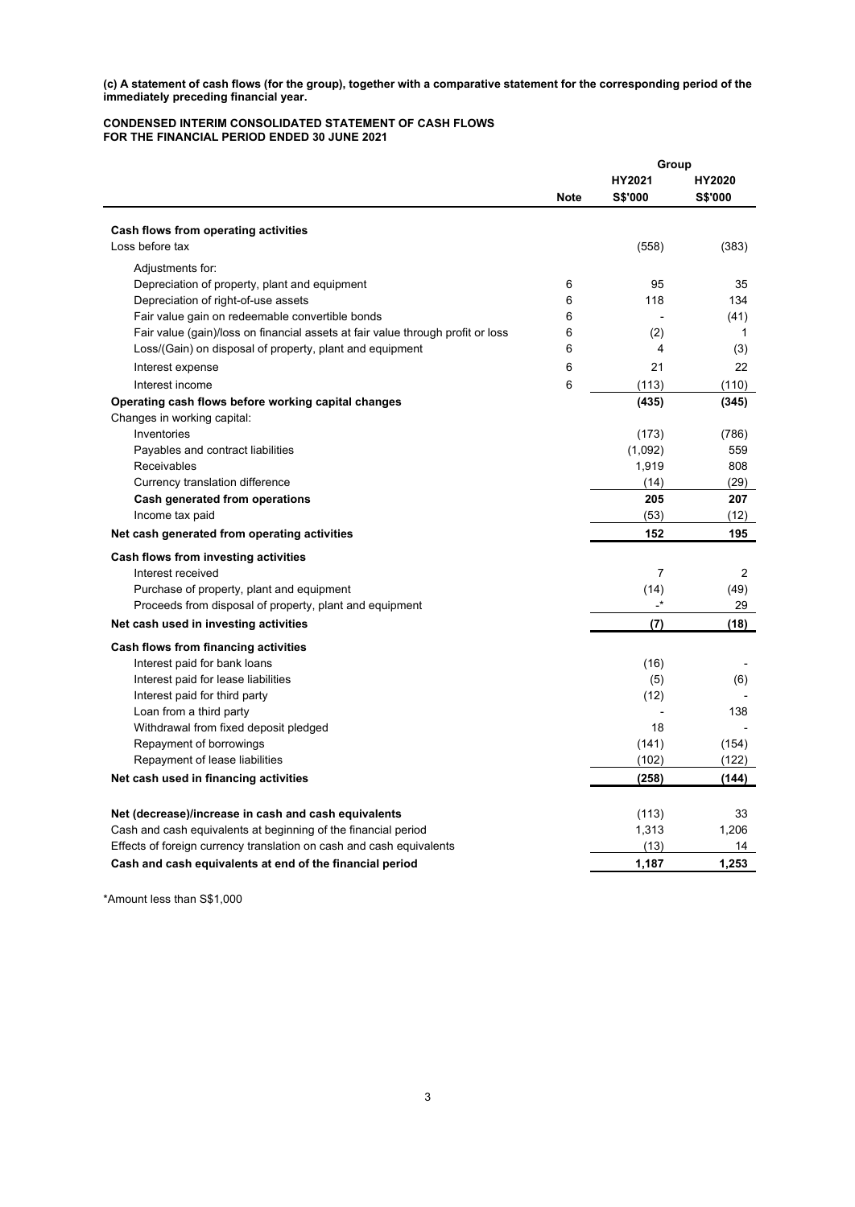**(c) A statement of cash flows (for the group), together with a comparative statement for the corresponding period of the immediately preceding financial year.**

**CONDENSED INTERIM CONSOLIDATED STATEMENT OF CASH FLOWS**
**FOR THE FINANCIAL PERIOD ENDED 30 JUNE 2021**

| | | Group | |
|---|---|---|---|
| | **Note** | **HY2021 S$'000** | **HY2020 S$'000** |
| **Cash flows from operating activities** | | | |
| Loss before tax | | (558) | (383) |
| Adjustments for: | | | |
| Depreciation of property, plant and equipment | 6 | 95 | 35 |
| Depreciation of right-of-use assets | 6 | 118 | 134 |
| Fair value gain on redeemable convertible bonds | 6 | - | (41) |
| Fair value (gain)/loss on financial assets at fair value through profit or loss | 6 | (2) | 1 |
| Loss/(Gain) on disposal of property, plant and equipment | 6 | 4 | (3) |
| Interest expense | 6 | 21 | 22 |
| Interest income | 6 | (113) | (110) |
| **Operating cash flows before working capital changes** | | **(435)** | **(345)** |
| Changes in working capital: | | | |
| Inventories | | (173) | (786) |
| Payables and contract liabilities | | (1,092) | 559 |
| Receivables | | 1,919 | 808 |
| Currency translation difference | | (14) | (29) |
| **Cash generated from operations** | | **205** | **207** |
| Income tax paid | | (53) | (12) |
| **Net cash generated from operating activities** | | **152** | **195** |
| **Cash flows from investing activities** | | | |
| Interest received | | 7 | 2 |
| Purchase of property, plant and equipment | | (14) | (49) |
| Proceeds from disposal of property, plant and equipment | | -* | 29 |
| **Net cash used in investing activities** | | **(7)** | **(18)** |
| **Cash flows from financing activities** | | | |
| Interest paid for bank loans | | (16) | - |
| Interest paid for lease liabilities | | (5) | (6) |
| Interest paid for third party | | (12) | - |
| Loan from a third party | | - | 138 |
| Withdrawal from fixed deposit pledged | | 18 | - |
| Repayment of borrowings | | (141) | (154) |
| Repayment of lease liabilities | | (102) | (122) |
| **Net cash used in financing activities** | | **(258)** | **(144)** |
| **Net (decrease)/increase in cash and cash equivalents** | | (113) | 33 |
| Cash and cash equivalents at beginning of the financial period | | 1,313 | 1,206 |
| Effects of foreign currency translation on cash and cash equivalents | | (13) | 14 |
| **Cash and cash equivalents at end of the financial period** | | **1,187** | **1,253** |

*Amount less than S$1,000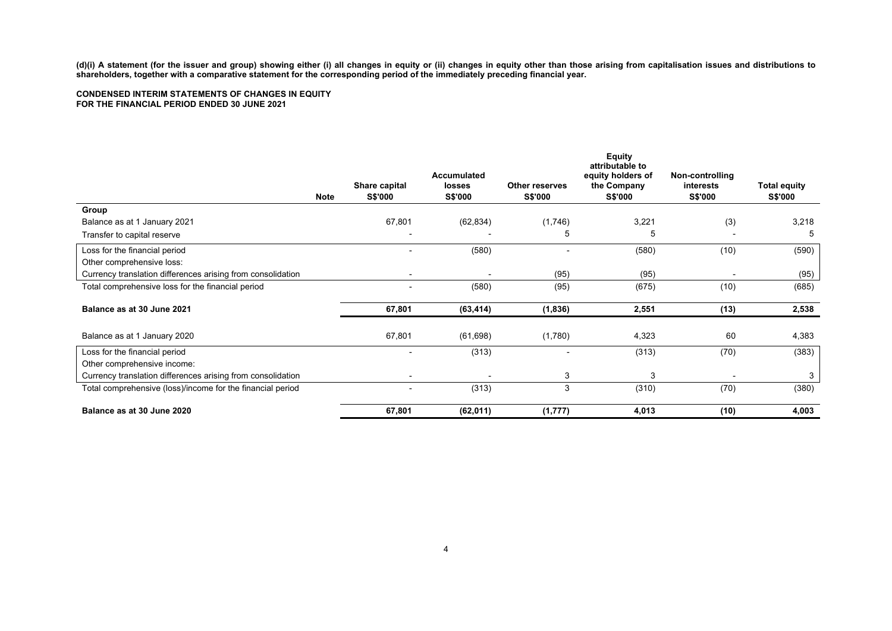**(d)(i) A statement (for the issuer and group) showing either (i) all changes in equity or (ii) changes in equity other than those arising from capitalisation issues and distributions to shareholders, together with a comparative statement for the corresponding period of the immediately preceding financial year.**

**CONDENSED INTERIM STATEMENTS OF CHANGES IN EQUITY**
**FOR THE FINANCIAL PERIOD ENDED 30 JUNE 2021**

| | Note | Share capital S$'000 | Accumulated losses S$'000 | Other reserves S$'000 | Equity attributable to equity holders of the Company S$'000 | Non-controlling interests S$'000 | Total equity S$'000 |
|---|---|---|---|---|---|---|---|
| **Group** | | | | | | | |
| Balance as at 1 January 2021 | | 67,801 | (62,834) | (1,746) | 3,221 | (3) | 3,218 |
| Transfer to capital reserve | | - | - | 5 | 5 | - | 5 |
| Loss for the financial period | | - | (580) | - | (580) | (10) | (590) |
| Other comprehensive loss: | | | | | | | |
| Currency translation differences arising from consolidation | | - | - | (95) | (95) | - | (95) |
| Total comprehensive loss for the financial period | | - | (580) | (95) | (675) | (10) | (685) |
| **Balance as at 30 June 2021** | | **67,801** | **(63,414)** | **(1,836)** | **2,551** | **(13)** | **2,538** |
| Balance as at 1 January 2020 | | 67,801 | (61,698) | (1,780) | 4,323 | 60 | 4,383 |
| Loss for the financial period | | - | (313) | - | (313) | (70) | (383) |
| Other comprehensive income: | | | | | | | |
| Currency translation differences arising from consolidation | | - | - | 3 | 3 | - | 3 |
| Total comprehensive (loss)/income for the financial period | | - | (313) | 3 | (310) | (70) | (380) |
| **Balance as at 30 June 2020** | | **67,801** | **(62,011)** | **(1,777)** | **4,013** | **(10)** | **4,003** |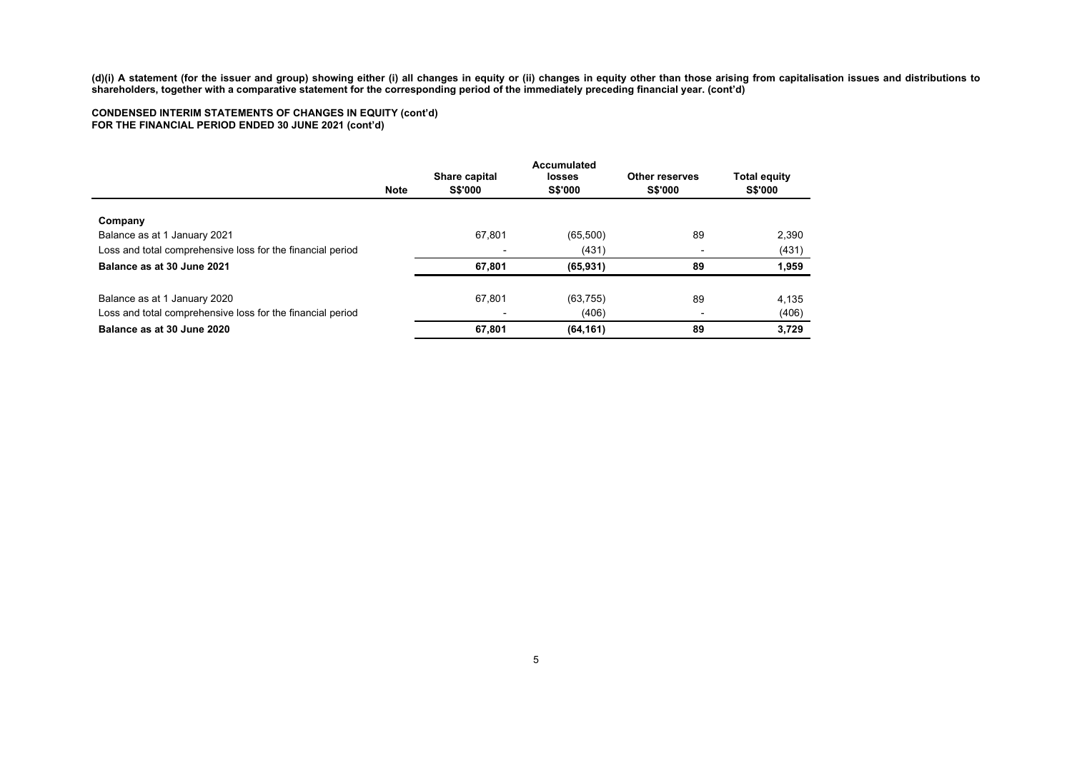**(d)(i) A statement (for the issuer and group) showing either (i) all changes in equity or (ii) changes in equity other than those arising from capitalisation issues and distributions to shareholders, together with a comparative statement for the corresponding period of the immediately preceding financial year. (cont'd)**

**CONDENSED INTERIM STATEMENTS OF CHANGES IN EQUITY (cont'd)**
**FOR THE FINANCIAL PERIOD ENDED 30 JUNE 2021 (cont'd)**

| | Note | Share capital S$'000 | Accumulated losses S$'000 | Other reserves S$'000 | Total equity S$'000 |
|---|---|---|---|---|---|
| **Company** | | | | | |
| Balance as at 1 January 2021 | | 67,801 | (65,500) | 89 | 2,390 |
| Loss and total comprehensive loss for the financial period | | - | (431) | - | (431) |
| **Balance as at 30 June 2021** | | **67,801** | **(65,931)** | **89** | **1,959** |
| | | | | | |
| Balance as at 1 January 2020 | | 67,801 | (63,755) | 89 | 4,135 |
| Loss and total comprehensive loss for the financial period | | - | (406) | - | (406) |
| **Balance as at 30 June 2020** | | **67,801** | **(64,161)** | **89** | **3,729** |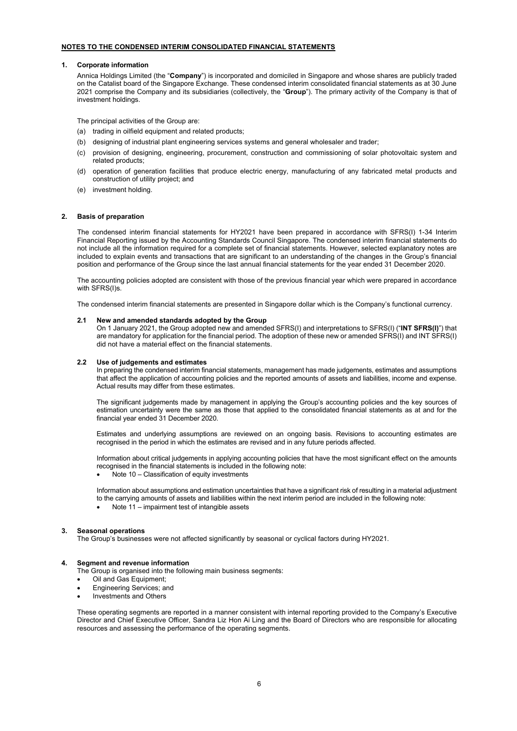## NOTES TO THE CONDENSED INTERIM CONSOLIDATED FINANCIAL STATEMENTS

### 1. Corporate information

Annica Holdings Limited (the "**Company**") is incorporated and domiciled in Singapore and whose shares are publicly traded on the Catalist board of the Singapore Exchange. These condensed interim consolidated financial statements as at 30 June 2021 comprise the Company and its subsidiaries (collectively, the "**Group**"). The primary activity of the Company is that of investment holdings.

The principal activities of the Group are:

(a) trading in oilfield equipment and related products;

(b) designing of industrial plant engineering services systems and general wholesaler and trader;

(c) provision of designing, engineering, procurement, construction and commissioning of solar photovoltaic system and related products;

(d) operation of generation facilities that produce electric energy, manufacturing of any fabricated metal products and construction of utility project; and

(e) investment holding.

### 2. Basis of preparation

The condensed interim financial statements for HY2021 have been prepared in accordance with SFRS(I) 1-34 Interim Financial Reporting issued by the Accounting Standards Council Singapore. The condensed interim financial statements do not include all the information required for a complete set of financial statements. However, selected explanatory notes are included to explain events and transactions that are significant to an understanding of the changes in the Group's financial position and performance of the Group since the last annual financial statements for the year ended 31 December 2020.

The accounting policies adopted are consistent with those of the previous financial year which were prepared in accordance with SFRS(I)s.

The condensed interim financial statements are presented in Singapore dollar which is the Company's functional currency.

#### 2.1 New and amended standards adopted by the Group

On 1 January 2021, the Group adopted new and amended SFRS(I) and interpretations to SFRS(I) ("**INT SFRS(I)**") that are mandatory for application for the financial period. The adoption of these new or amended SFRS(I) and INT SFRS(I) did not have a material effect on the financial statements.

#### 2.2 Use of judgements and estimates

In preparing the condensed interim financial statements, management has made judgements, estimates and assumptions that affect the application of accounting policies and the reported amounts of assets and liabilities, income and expense. Actual results may differ from these estimates.

The significant judgements made by management in applying the Group's accounting policies and the key sources of estimation uncertainty were the same as those that applied to the consolidated financial statements as at and for the financial year ended 31 December 2020.

Estimates and underlying assumptions are reviewed on an ongoing basis. Revisions to accounting estimates are recognised in the period in which the estimates are revised and in any future periods affected.

Information about critical judgements in applying accounting policies that have the most significant effect on the amounts recognised in the financial statements is included in the following note:

- Note 10 – Classification of equity investments

Information about assumptions and estimation uncertainties that have a significant risk of resulting in a material adjustment to the carrying amounts of assets and liabilities within the next interim period are included in the following note:

- Note 11 – impairment test of intangible assets

### 3. Seasonal operations

The Group's businesses were not affected significantly by seasonal or cyclical factors during HY2021.

### 4. Segment and revenue information

The Group is organised into the following main business segments:

- Oil and Gas Equipment;
- Engineering Services; and
- Investments and Others

These operating segments are reported in a manner consistent with internal reporting provided to the Company's Executive Director and Chief Executive Officer, Sandra Liz Hon Ai Ling and the Board of Directors who are responsible for allocating resources and assessing the performance of the operating segments.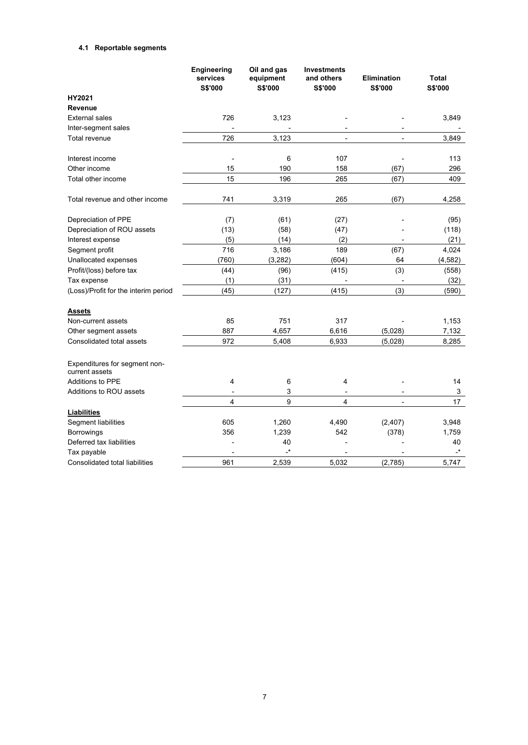#### 4.1 Reportable segments

| | Engineering services S$'000 | Oil and gas equipment S$'000 | Investments and others S$'000 | Elimination S$'000 | Total S$'000 |
|---|---|---|---|---|---|
| **HY2021** | | | | | |
| **Revenue** | | | | | |
| External sales | 726 | 3,123 | - | - | 3,849 |
| Inter-segment sales | - | - | - | - | - |
| Total revenue | 726 | 3,123 | - | - | 3,849 |
| | | | | | |
| Interest income | - | 6 | 107 | - | 113 |
| Other income | 15 | 190 | 158 | (67) | 296 |
| Total other income | 15 | 196 | 265 | (67) | 409 |
| | | | | | |
| Total revenue and other income | 741 | 3,319 | 265 | (67) | 4,258 |
| | | | | | |
| Depreciation of PPE | (7) | (61) | (27) | - | (95) |
| Depreciation of ROU assets | (13) | (58) | (47) | - | (118) |
| Interest expense | (5) | (14) | (2) | - | (21) |
| Segment profit | 716 | 3,186 | 189 | (67) | 4,024 |
| Unallocated expenses | (760) | (3,282) | (604) | 64 | (4,582) |
| Profit/(loss) before tax | (44) | (96) | (415) | (3) | (558) |
| Tax expense | (1) | (31) | - | - | (32) |
| (Loss)/Profit for the interim period | (45) | (127) | (415) | (3) | (590) |
| | | | | | |
| **Assets** | | | | | |
| Non-current assets | 85 | 751 | 317 | - | 1,153 |
| Other segment assets | 887 | 4,657 | 6,616 | (5,028) | 7,132 |
| Consolidated total assets | 972 | 5,408 | 6,933 | (5,028) | 8,285 |
| | | | | | |
| Expenditures for segment non-current assets | | | | | |
| Additions to PPE | 4 | 6 | 4 | - | 14 |
| Additions to ROU assets | - | 3 | - | - | 3 |
| | 4 | 9 | 4 | - | 17 |
| **Liabilities** | | | | | |
| Segment liabilities | 605 | 1,260 | 4,490 | (2,407) | 3,948 |
| Borrowings | 356 | 1,239 | 542 | (378) | 1,759 |
| Deferred tax liabilities | - | 40 | - | - | 40 |
| Tax payable | - | -* | - | - | -* |
| Consolidated total liabilities | 961 | 2,539 | 5,032 | (2,785) | 5,747 |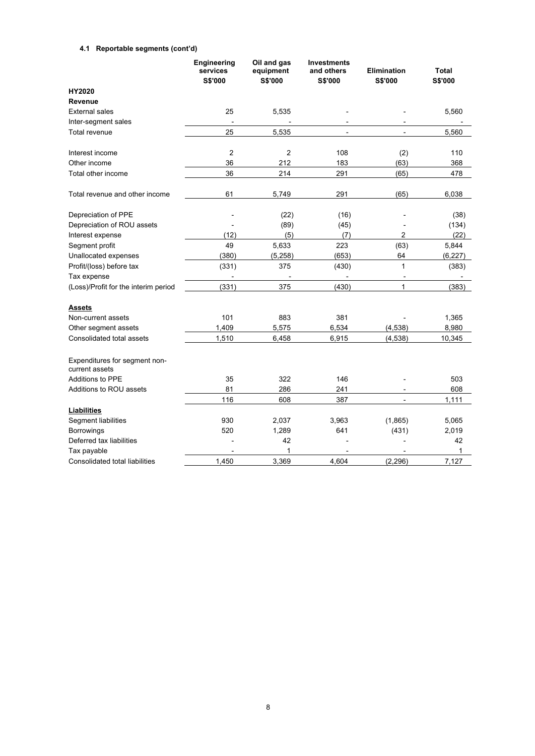#### 4.1 Reportable segments (cont'd)

| | Engineering services S$'000 | Oil and gas equipment S$'000 | Investments and others S$'000 | Elimination S$'000 | Total S$'000 |
|---|---|---|---|---|---|
| **HY2020** | | | | | |
| **Revenue** | | | | | |
| External sales | 25 | 5,535 | - | - | 5,560 |
| Inter-segment sales | - | - | - | - | - |
| Total revenue | 25 | 5,535 | - | - | 5,560 |
| | | | | | |
| Interest income | 2 | 2 | 108 | (2) | 110 |
| Other income | 36 | 212 | 183 | (63) | 368 |
| Total other income | 36 | 214 | 291 | (65) | 478 |
| | | | | | |
| Total revenue and other income | 61 | 5,749 | 291 | (65) | 6,038 |
| | | | | | |
| Depreciation of PPE | - | (22) | (16) | - | (38) |
| Depreciation of ROU assets | - | (89) | (45) | - | (134) |
| Interest expense | (12) | (5) | (7) | 2 | (22) |
| Segment profit | 49 | 5,633 | 223 | (63) | 5,844 |
| Unallocated expenses | (380) | (5,258) | (653) | 64 | (6,227) |
| Profit/(loss) before tax | (331) | 375 | (430) | 1 | (383) |
| Tax expense | - | - | - | - | - |
| (Loss)/Profit for the interim period | (331) | 375 | (430) | 1 | (383) |
| | | | | | |
| **Assets** | | | | | |
| Non-current assets | 101 | 883 | 381 | - | 1,365 |
| Other segment assets | 1,409 | 5,575 | 6,534 | (4,538) | 8,980 |
| Consolidated total assets | 1,510 | 6,458 | 6,915 | (4,538) | 10,345 |
| | | | | | |
| Expenditures for segment non-current assets | | | | | |
| Additions to PPE | 35 | 322 | 146 | - | 503 |
| Additions to ROU assets | 81 | 286 | 241 | - | 608 |
| | 116 | 608 | 387 | - | 1,111 |
| **Liabilities** | | | | | |
| Segment liabilities | 930 | 2,037 | 3,963 | (1,865) | 5,065 |
| Borrowings | 520 | 1,289 | 641 | (431) | 2,019 |
| Deferred tax liabilities | - | 42 | - | - | 42 |
| Tax payable | - | 1 | - | - | 1 |
| Consolidated total liabilities | 1,450 | 3,369 | 4,604 | (2,296) | 7,127 |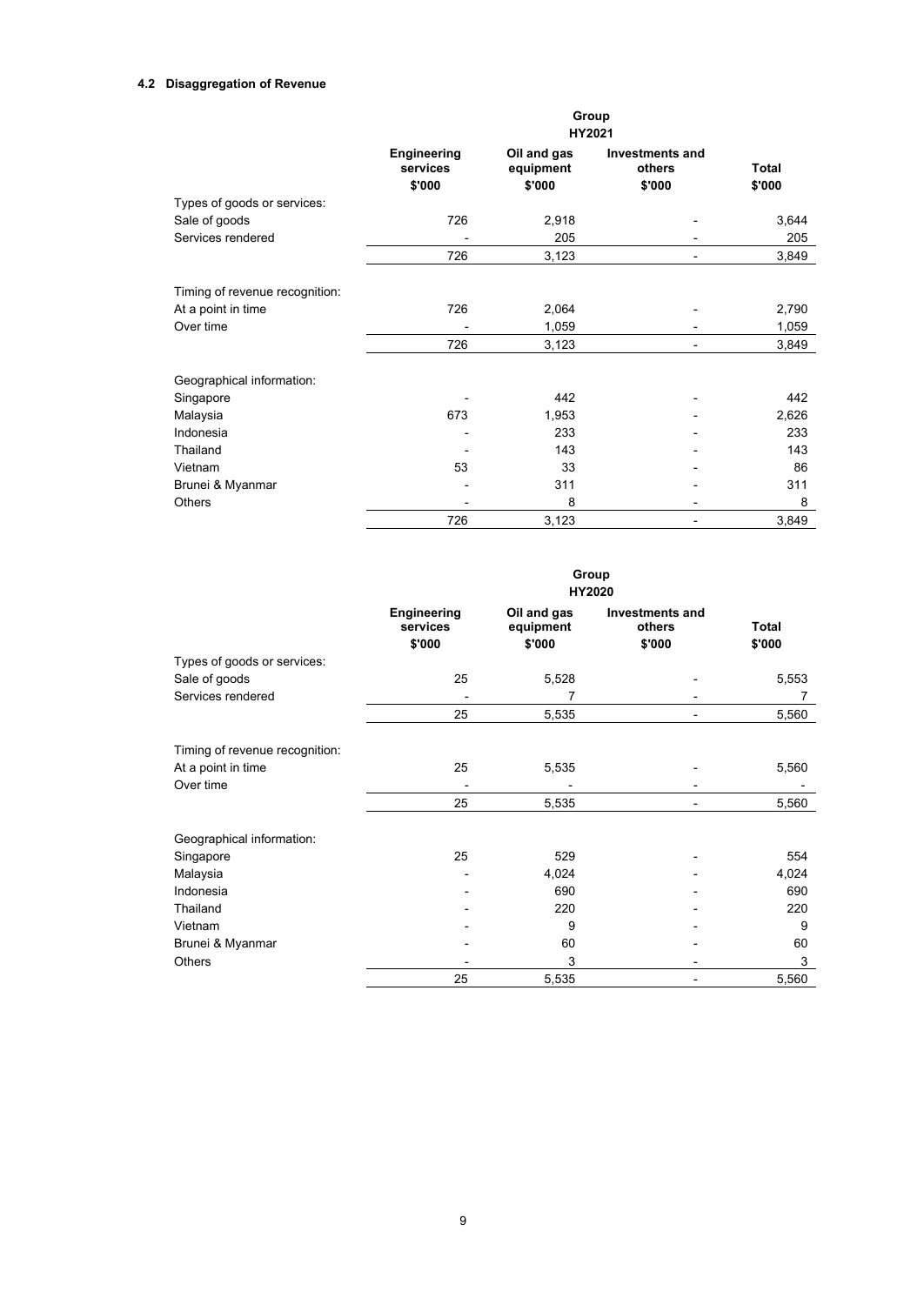### 4.2 Disaggregation of Revenue

| | Group | | | |
|---|---|---|---|---|
| | HY2021 | | | |
| | Engineering services $'000 | Oil and gas equipment $'000 | Investments and others $'000 | Total $'000 |
| Types of goods or services: | | | | |
| Sale of goods | 726 | 2,918 | - | 3,644 |
| Services rendered | - | 205 | - | 205 |
| | 726 | 3,123 | - | 3,849 |
| Timing of revenue recognition: | | | | |
| At a point in time | 726 | 2,064 | - | 2,790 |
| Over time | - | 1,059 | - | 1,059 |
| | 726 | 3,123 | - | 3,849 |
| Geographical information: | | | | |
| Singapore | - | 442 | - | 442 |
| Malaysia | 673 | 1,953 | - | 2,626 |
| Indonesia | - | 233 | - | 233 |
| Thailand | - | 143 | - | 143 |
| Vietnam | 53 | 33 | - | 86 |
| Brunei & Myanmar | - | 311 | - | 311 |
| Others | - | 8 | - | 8 |
| | 726 | 3,123 | - | 3,849 |

| | Group | | | |
|---|---|---|---|---|
| | HY2020 | | | |
| | Engineering services $'000 | Oil and gas equipment $'000 | Investments and others $'000 | Total $'000 |
| Types of goods or services: | | | | |
| Sale of goods | 25 | 5,528 | - | 5,553 |
| Services rendered | - | 7 | - | 7 |
| | 25 | 5,535 | - | 5,560 |
| Timing of revenue recognition: | | | | |
| At a point in time | 25 | 5,535 | - | 5,560 |
| Over time | - | - | - | - |
| | 25 | 5,535 | - | 5,560 |
| Geographical information: | | | | |
| Singapore | 25 | 529 | - | 554 |
| Malaysia | - | 4,024 | - | 4,024 |
| Indonesia | - | 690 | - | 690 |
| Thailand | - | 220 | - | 220 |
| Vietnam | - | 9 | - | 9 |
| Brunei & Myanmar | - | 60 | - | 60 |
| Others | - | 3 | - | 3 |
| | 25 | 5,535 | - | 5,560 |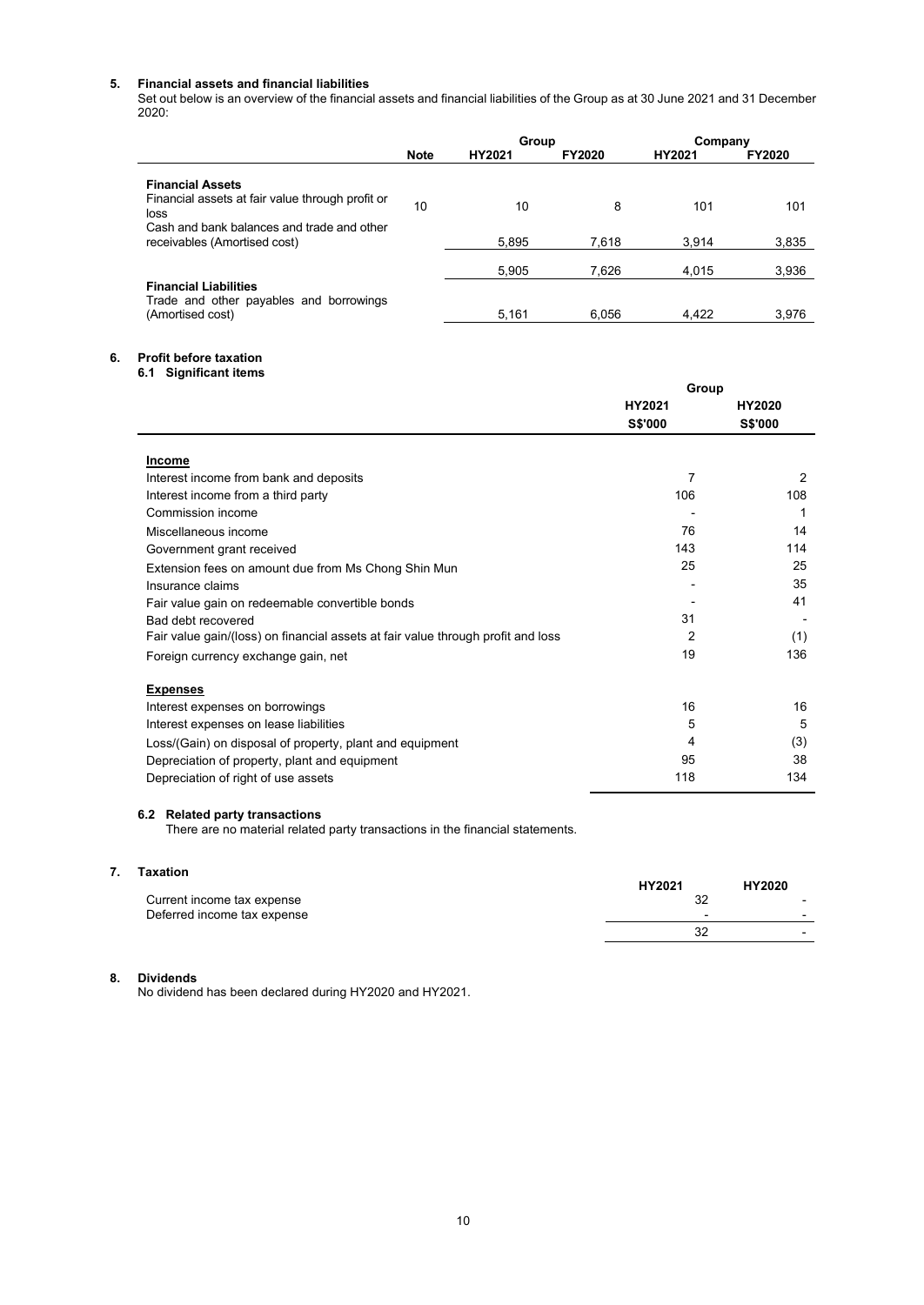## 5. Financial assets and financial liabilities

Set out below is an overview of the financial assets and financial liabilities of the Group as at 30 June 2021 and 31 December 2020:

| | Note | Group | | Company | |
|---|---|---|---|---|---|
| | | HY2021 | FY2020 | HY2021 | FY2020 |
| **Financial Assets** | | | | | |
| Financial assets at fair value through profit or loss | 10 | 10 | 8 | 101 | 101 |
| Cash and bank balances and trade and other receivables (Amortised cost) | | 5,895 | 7,618 | 3,914 | 3,835 |
| | | 5,905 | 7,626 | 4,015 | 3,936 |
| **Financial Liabilities** | | | | | |
| Trade and other payables and borrowings (Amortised cost) | | 5,161 | 6,056 | 4,422 | 3,976 |

## 6. Profit before taxation

### 6.1 Significant items

| | Group | |
|---|---|---|
| | HY2021 | HY2020 |
| | S$'000 | S$'000 |
| **Income** | | |
| Interest income from bank and deposits | 7 | 2 |
| Interest income from a third party | 106 | 108 |
| Commission income | - | 1 |
| Miscellaneous income | 76 | 14 |
| Government grant received | 143 | 114 |
| Extension fees on amount due from Ms Chong Shin Mun | 25 | 25 |
| Insurance claims | - | 35 |
| Fair value gain on redeemable convertible bonds | - | 41 |
| Bad debt recovered | 31 | - |
| Fair value gain/(loss) on financial assets at fair value through profit and loss | 2 | (1) |
| Foreign currency exchange gain, net | 19 | 136 |
| **Expenses** | | |
| Interest expenses on borrowings | 16 | 16 |
| Interest expenses on lease liabilities | 5 | 5 |
| Loss/(Gain) on disposal of property, plant and equipment | 4 | (3) |
| Depreciation of property, plant and equipment | 95 | 38 |
| Depreciation of right of use assets | 118 | 134 |

### 6.2 Related party transactions

There are no material related party transactions in the financial statements.

## 7. Taxation

| | HY2021 | HY2020 |
|---|---|---|
| Current income tax expense | 32 | - |
| Deferred income tax expense | - | - |
| | 32 | - |

## 8. Dividends

No dividend has been declared during HY2020 and HY2021.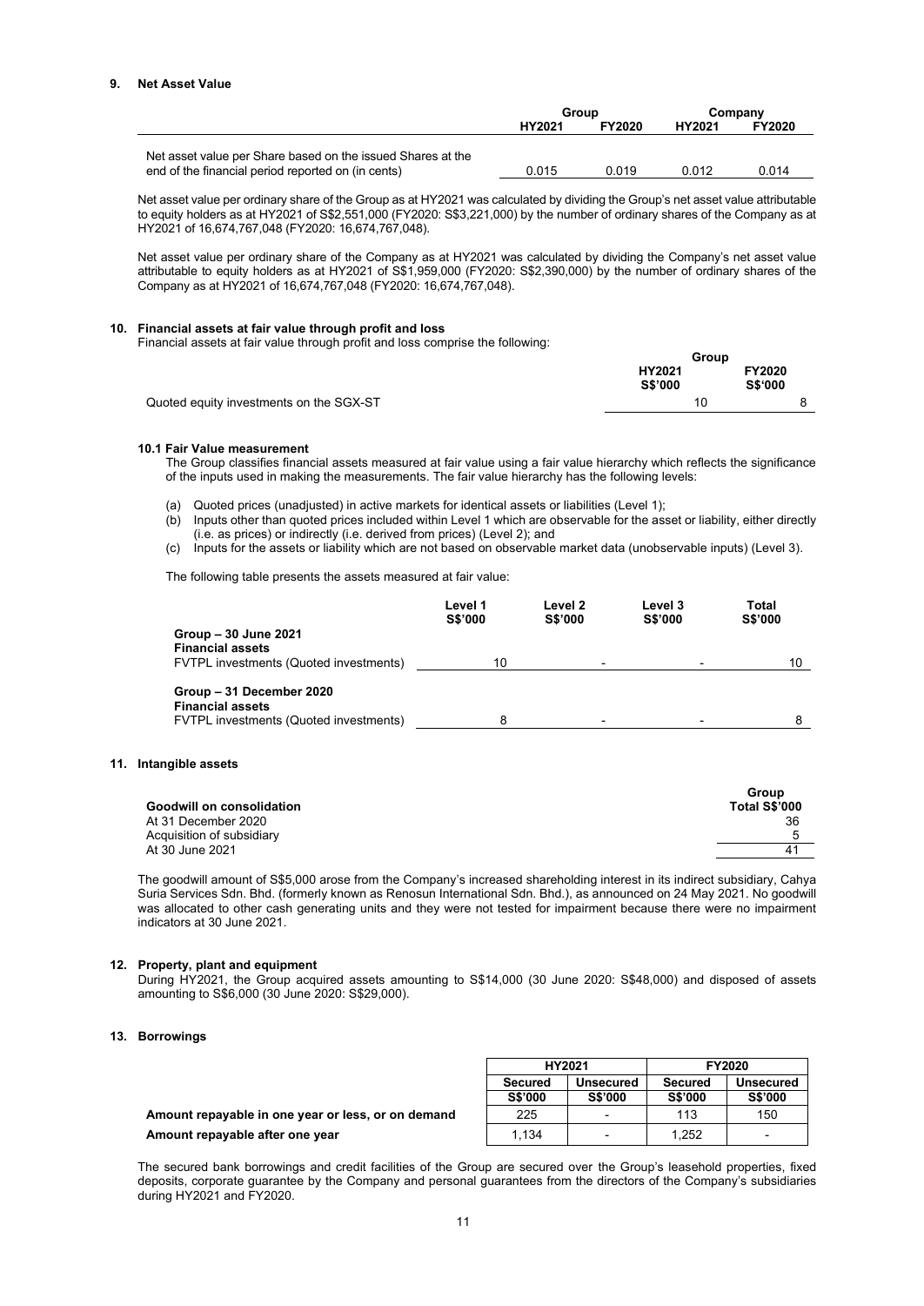## 9. Net Asset Value

| | Group | | Company | |
|---|---|---|---|---|
| | HY2021 | FY2020 | HY2021 | FY2020 |
| Net asset value per Share based on the issued Shares at the end of the financial period reported on (in cents) | 0.015 | 0.019 | 0.012 | 0.014 |

Net asset value per ordinary share of the Group as at HY2021 was calculated by dividing the Group's net asset value attributable to equity holders as at HY2021 of S$2,551,000 (FY2020: S$3,221,000) by the number of ordinary shares of the Company as at HY2021 of 16,674,767,048 (FY2020: 16,674,767,048).

Net asset value per ordinary share of the Company as at HY2021 was calculated by dividing the Company's net asset value attributable to equity holders as at HY2021 of S$1,959,000 (FY2020: S$2,390,000) by the number of ordinary shares of the Company as at HY2021 of 16,674,767,048 (FY2020: 16,674,767,048).

## 10. Financial assets at fair value through profit and loss

Financial assets at fair value through profit and loss comprise the following:

| | Group | |
|---|---|---|
| | HY2021 S$'000 | FY2020 S$'000 |
| Quoted equity investments on the SGX-ST | 10 | 8 |

### 10.1 Fair Value measurement

The Group classifies financial assets measured at fair value using a fair value hierarchy which reflects the significance of the inputs used in making the measurements. The fair value hierarchy has the following levels:

(a) Quoted prices (unadjusted) in active markets for identical assets or liabilities (Level 1);
(b) Inputs other than quoted prices included within Level 1 which are observable for the asset or liability, either directly (i.e. as prices) or indirectly (i.e. derived from prices) (Level 2); and
(c) Inputs for the assets or liability which are not based on observable market data (unobservable inputs) (Level 3).

The following table presents the assets measured at fair value:

| | Level 1 S$'000 | Level 2 S$'000 | Level 3 S$'000 | Total S$'000 |
|---|---|---|---|---|
| **Group – 30 June 2021** | | | | |
| **Financial assets** | | | | |
| FVTPL investments (Quoted investments) | 10 | - | - | 10 |
| **Group – 31 December 2020** | | | | |
| **Financial assets** | | | | |
| FVTPL investments (Quoted investments) | 8 | - | - | 8 |

## 11. Intangible assets

| Goodwill on consolidation | Group Total S$'000 |
|---|---|
| At 31 December 2020 | 36 |
| Acquisition of subsidiary | 5 |
| At 30 June 2021 | 41 |

The goodwill amount of S$5,000 arose from the Company's increased shareholding interest in its indirect subsidiary, Cahya Suria Services Sdn. Bhd. (formerly known as Renosun International Sdn. Bhd.), as announced on 24 May 2021. No goodwill was allocated to other cash generating units and they were not tested for impairment because there were no impairment indicators at 30 June 2021.

## 12. Property, plant and equipment

During HY2021, the Group acquired assets amounting to S$14,000 (30 June 2020: S$48,000) and disposed of assets amounting to S$6,000 (30 June 2020: S$29,000).

## 13. Borrowings

| | HY2021 | | FY2020 | |
|---|---|---|---|---|
| | Secured S$'000 | Unsecured S$'000 | Secured S$'000 | Unsecured S$'000 |
| **Amount repayable in one year or less, or on demand** | 225 | - | 113 | 150 |
| **Amount repayable after one year** | 1,134 | - | 1,252 | - |

The secured bank borrowings and credit facilities of the Group are secured over the Group's leasehold properties, fixed deposits, corporate guarantee by the Company and personal guarantees from the directors of the Company's subsidiaries during HY2021 and FY2020.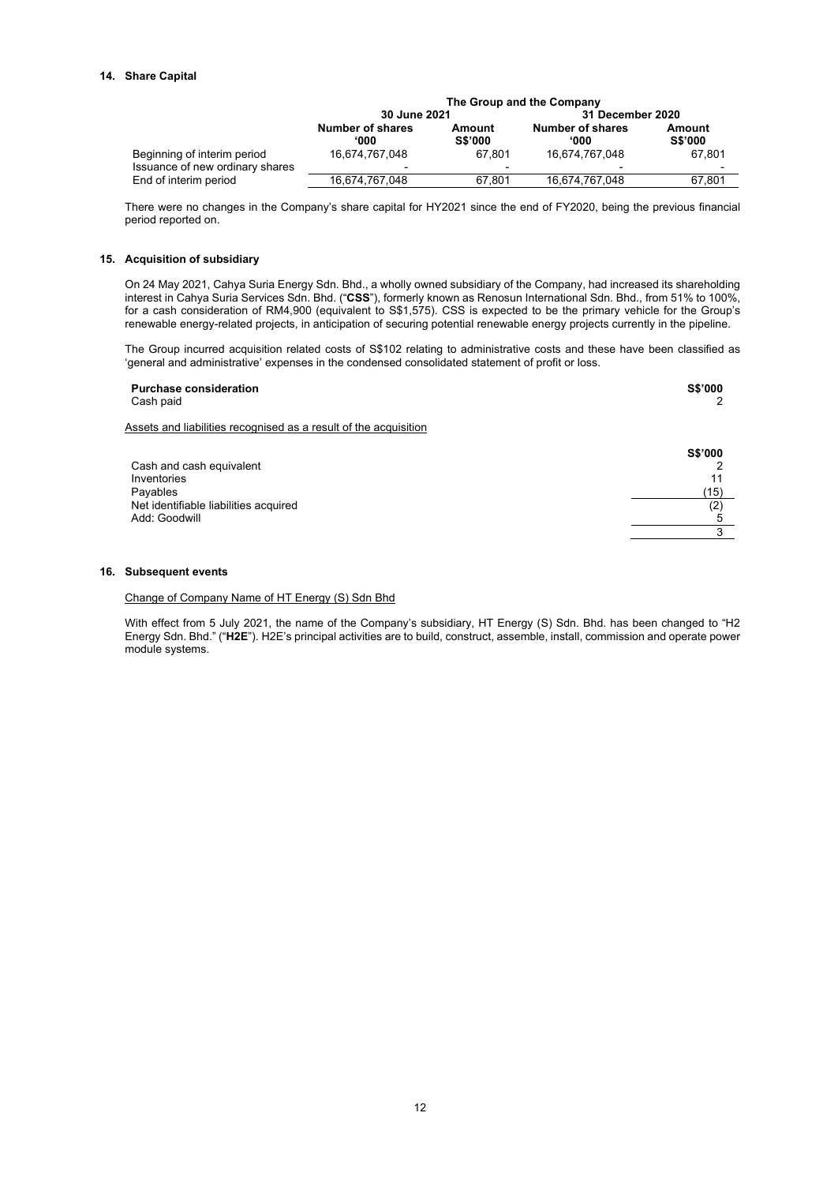### 14. Share Capital

| | The Group and the Company | | | |
|---|---|---|---|---|
| | 30 June 2021 | | 31 December 2020 | |
| | **Number of shares '000** | **Amount S$'000** | **Number of shares '000** | **Amount S$'000** |
| Beginning of interim period | 16,674,767,048 | 67,801 | 16,674,767,048 | 67,801 |
| Issuance of new ordinary shares | - | - | - | - |
| End of interim period | 16,674,767,048 | 67,801 | 16,674,767,048 | 67,801 |

There were no changes in the Company's share capital for HY2021 since the end of FY2020, being the previous financial period reported on.

### 15. Acquisition of subsidiary

On 24 May 2021, Cahya Suria Energy Sdn. Bhd., a wholly owned subsidiary of the Company, had increased its shareholding interest in Cahya Suria Services Sdn. Bhd. ("**CSS**"), formerly known as Renosun International Sdn. Bhd., from 51% to 100%, for a cash consideration of RM4,900 (equivalent to S$1,575). CSS is expected to be the primary vehicle for the Group's renewable energy-related projects, in anticipation of securing potential renewable energy projects currently in the pipeline.

The Group incurred acquisition related costs of S$102 relating to administrative costs and these have been classified as 'general and administrative' expenses in the condensed consolidated statement of profit or loss.

| **Purchase consideration** | **S$'000** |
|---|---|
| Cash paid | 2 |

Assets and liabilities recognised as a result of the acquisition

| | **S$'000** |
|---|---|
| Cash and cash equivalent | 2 |
| Inventories | 11 |
| Payables | (15) |
| Net identifiable liabilities acquired | (2) |
| Add: Goodwill | 5 |
| | 3 |

### 16. Subsequent events

Change of Company Name of HT Energy (S) Sdn Bhd

With effect from 5 July 2021, the name of the Company's subsidiary, HT Energy (S) Sdn. Bhd. has been changed to "H2 Energy Sdn. Bhd." ("**H2E**"). H2E's principal activities are to build, construct, assemble, install, commission and operate power module systems.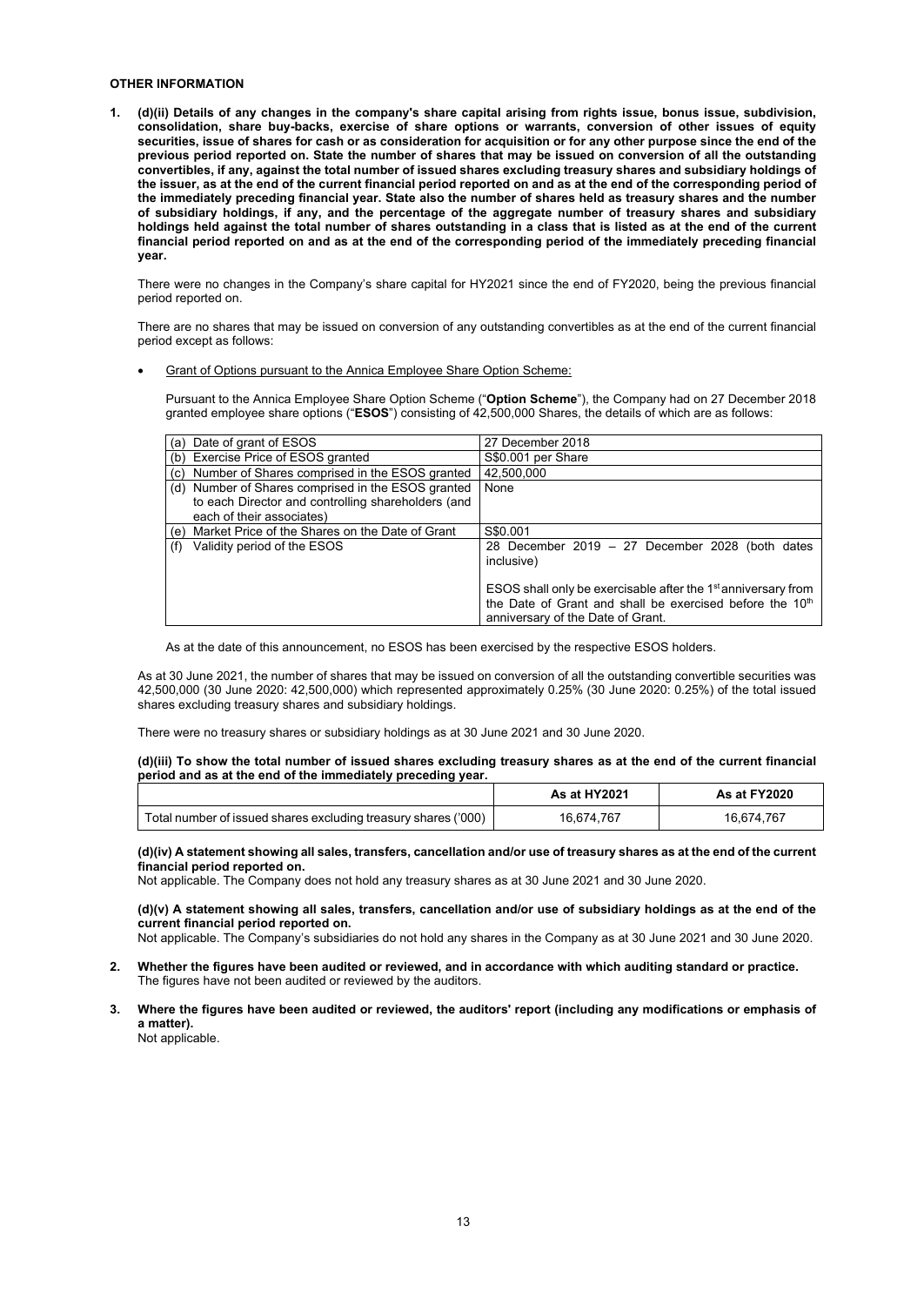**OTHER INFORMATION**

**1. (d)(ii) Details of any changes in the company's share capital arising from rights issue, bonus issue, subdivision, consolidation, share buy-backs, exercise of share options or warrants, conversion of other issues of equity securities, issue of shares for cash or as consideration for acquisition or for any other purpose since the end of the previous period reported on. State the number of shares that may be issued on conversion of all the outstanding convertibles, if any, against the total number of issued shares excluding treasury shares and subsidiary holdings of the issuer, as at the end of the current financial period reported on and as at the end of the corresponding period of the immediately preceding financial year. State also the number of shares held as treasury shares and the number of subsidiary holdings, if any, and the percentage of the aggregate number of treasury shares and subsidiary holdings held against the total number of shares outstanding in a class that is listed as at the end of the current financial period reported on and as at the end of the corresponding period of the immediately preceding financial year.**

There were no changes in the Company's share capital for HY2021 since the end of FY2020, being the previous financial period reported on.

There are no shares that may be issued on conversion of any outstanding convertibles as at the end of the current financial period except as follows:

- Grant of Options pursuant to the Annica Employee Share Option Scheme:

Pursuant to the Annica Employee Share Option Scheme ("**Option Scheme**"), the Company had on 27 December 2018 granted employee share options ("**ESOS**") consisting of 42,500,000 Shares, the details of which are as follows:

| | |
|---|---|
| (a) Date of grant of ESOS | 27 December 2018 |
| (b) Exercise Price of ESOS granted | S$0.001 per Share |
| (c) Number of Shares comprised in the ESOS granted | 42,500,000 |
| (d) Number of Shares comprised in the ESOS granted to each Director and controlling shareholders (and each of their associates) | None |
| (e) Market Price of the Shares on the Date of Grant | S$0.001 |
| (f) Validity period of the ESOS | 28 December 2019 – 27 December 2028 (both dates inclusive)<br><br>ESOS shall only be exercisable after the 1st anniversary from the Date of Grant and shall be exercised before the 10th anniversary of the Date of Grant. |

As at the date of this announcement, no ESOS has been exercised by the respective ESOS holders.

As at 30 June 2021, the number of shares that may be issued on conversion of all the outstanding convertible securities was 42,500,000 (30 June 2020: 42,500,000) which represented approximately 0.25% (30 June 2020: 0.25%) of the total issued shares excluding treasury shares and subsidiary holdings.

There were no treasury shares or subsidiary holdings as at 30 June 2021 and 30 June 2020.

**(d)(iii) To show the total number of issued shares excluding treasury shares as at the end of the current financial period and as at the end of the immediately preceding year.**

| | As at HY2021 | As at FY2020 |
|---|---|---|
| Total number of issued shares excluding treasury shares ('000) | 16,674,767 | 16,674,767 |

**(d)(iv) A statement showing all sales, transfers, cancellation and/or use of treasury shares as at the end of the current financial period reported on.**

Not applicable. The Company does not hold any treasury shares as at 30 June 2021 and 30 June 2020.

**(d)(v) A statement showing all sales, transfers, cancellation and/or use of subsidiary holdings as at the end of the current financial period reported on.**

Not applicable. The Company's subsidiaries do not hold any shares in the Company as at 30 June 2021 and 30 June 2020.

**2. Whether the figures have been audited or reviewed, and in accordance with which auditing standard or practice.**

The figures have not been audited or reviewed by the auditors.

**3. Where the figures have been audited or reviewed, the auditors' report (including any modifications or emphasis of a matter).**

Not applicable.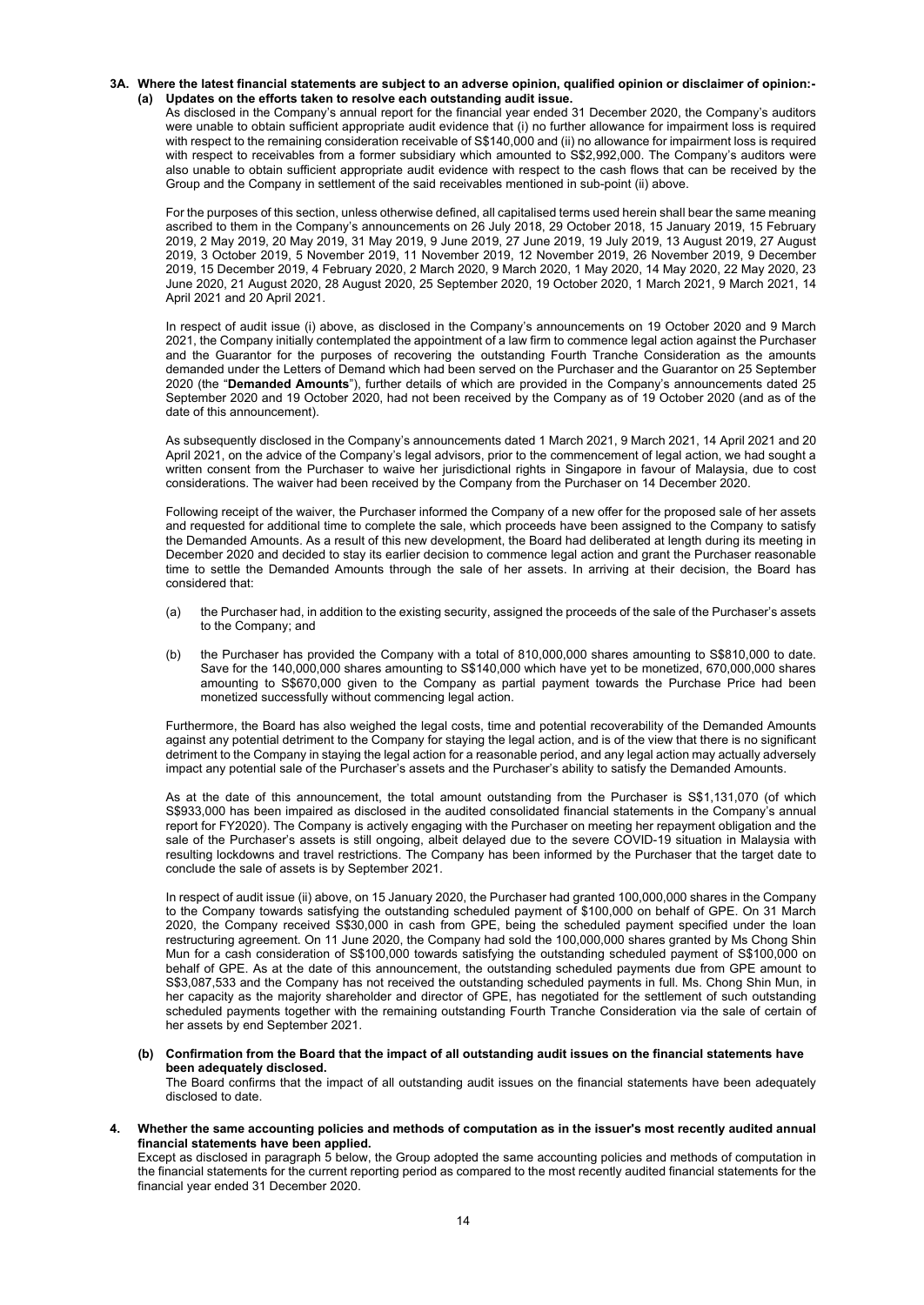**3A. Where the latest financial statements are subject to an adverse opinion, qualified opinion or disclaimer of opinion:-**

**(a) Updates on the efforts taken to resolve each outstanding audit issue.**

As disclosed in the Company's annual report for the financial year ended 31 December 2020, the Company's auditors were unable to obtain sufficient appropriate audit evidence that (i) no further allowance for impairment loss is required with respect to the remaining consideration receivable of S$140,000 and (ii) no allowance for impairment loss is required with respect to receivables from a former subsidiary which amounted to S$2,992,000. The Company's auditors were also unable to obtain sufficient appropriate audit evidence with respect to the cash flows that can be received by the Group and the Company in settlement of the said receivables mentioned in sub-point (ii) above.

For the purposes of this section, unless otherwise defined, all capitalised terms used herein shall bear the same meaning ascribed to them in the Company's announcements on 26 July 2018, 29 October 2018, 15 January 2019, 15 February 2019, 2 May 2019, 20 May 2019, 31 May 2019, 9 June 2019, 27 June 2019, 19 July 2019, 13 August 2019, 27 August 2019, 3 October 2019, 5 November 2019, 11 November 2019, 12 November 2019, 26 November 2019, 9 December 2019, 15 December 2019, 4 February 2020, 2 March 2020, 9 March 2020, 1 May 2020, 14 May 2020, 22 May 2020, 23 June 2020, 21 August 2020, 28 August 2020, 25 September 2020, 19 October 2020, 1 March 2021, 9 March 2021, 14 April 2021 and 20 April 2021.

In respect of audit issue (i) above, as disclosed in the Company's announcements on 19 October 2020 and 9 March 2021, the Company initially contemplated the appointment of a law firm to commence legal action against the Purchaser and the Guarantor for the purposes of recovering the outstanding Fourth Tranche Consideration as the amounts demanded under the Letters of Demand which had been served on the Purchaser and the Guarantor on 25 September 2020 (the "**Demanded Amounts**"), further details of which are provided in the Company's announcements dated 25 September 2020 and 19 October 2020, had not been received by the Company as of 19 October 2020 (and as of the date of this announcement).

As subsequently disclosed in the Company's announcements dated 1 March 2021, 9 March 2021, 14 April 2021 and 20 April 2021, on the advice of the Company's legal advisors, prior to the commencement of legal action, we had sought a written consent from the Purchaser to waive her jurisdictional rights in Singapore in favour of Malaysia, due to cost considerations. The waiver had been received by the Company from the Purchaser on 14 December 2020.

Following receipt of the waiver, the Purchaser informed the Company of a new offer for the proposed sale of her assets and requested for additional time to complete the sale, which proceeds have been assigned to the Company to satisfy the Demanded Amounts. As a result of this new development, the Board had deliberated at length during its meeting in December 2020 and decided to stay its earlier decision to commence legal action and grant the Purchaser reasonable time to settle the Demanded Amounts through the sale of her assets. In arriving at their decision, the Board has considered that:

(a) the Purchaser had, in addition to the existing security, assigned the proceeds of the sale of the Purchaser's assets to the Company; and

(b) the Purchaser has provided the Company with a total of 810,000,000 shares amounting to S$810,000 to date. Save for the 140,000,000 shares amounting to S$140,000 which have yet to be monetized, 670,000,000 shares amounting to S$670,000 given to the Company as partial payment towards the Purchase Price had been monetized successfully without commencing legal action.

Furthermore, the Board has also weighed the legal costs, time and potential recoverability of the Demanded Amounts against any potential detriment to the Company for staying the legal action, and is of the view that there is no significant detriment to the Company in staying the legal action for a reasonable period, and any legal action may actually adversely impact any potential sale of the Purchaser's assets and the Purchaser's ability to satisfy the Demanded Amounts.

As at the date of this announcement, the total amount outstanding from the Purchaser is S$1,131,070 (of which S$933,000 has been impaired as disclosed in the audited consolidated financial statements in the Company's annual report for FY2020). The Company is actively engaging with the Purchaser on meeting her repayment obligation and the sale of the Purchaser's assets is still ongoing, albeit delayed due to the severe COVID-19 situation in Malaysia with resulting lockdowns and travel restrictions. The Company has been informed by the Purchaser that the target date to conclude the sale of assets is by September 2021.

In respect of audit issue (ii) above, on 15 January 2020, the Purchaser had granted 100,000,000 shares in the Company to the Company towards satisfying the outstanding scheduled payment of $100,000 on behalf of GPE. On 31 March 2020, the Company received S$30,000 in cash from GPE, being the scheduled payment specified under the loan restructuring agreement. On 11 June 2020, the Company had sold the 100,000,000 shares granted by Ms Chong Shin Mun for a cash consideration of S$100,000 towards satisfying the outstanding scheduled payment of S$100,000 on behalf of GPE. As at the date of this announcement, the outstanding scheduled payments due from GPE amount to S$3,087,533 and the Company has not received the outstanding scheduled payments in full. Ms. Chong Shin Mun, in her capacity as the majority shareholder and director of GPE, has negotiated for the settlement of such outstanding scheduled payments together with the remaining outstanding Fourth Tranche Consideration via the sale of certain of her assets by end September 2021.

**(b) Confirmation from the Board that the impact of all outstanding audit issues on the financial statements have been adequately disclosed.**

The Board confirms that the impact of all outstanding audit issues on the financial statements have been adequately disclosed to date.

**4. Whether the same accounting policies and methods of computation as in the issuer's most recently audited annual financial statements have been applied.**

Except as disclosed in paragraph 5 below, the Group adopted the same accounting policies and methods of computation in the financial statements for the current reporting period as compared to the most recently audited financial statements for the financial year ended 31 December 2020.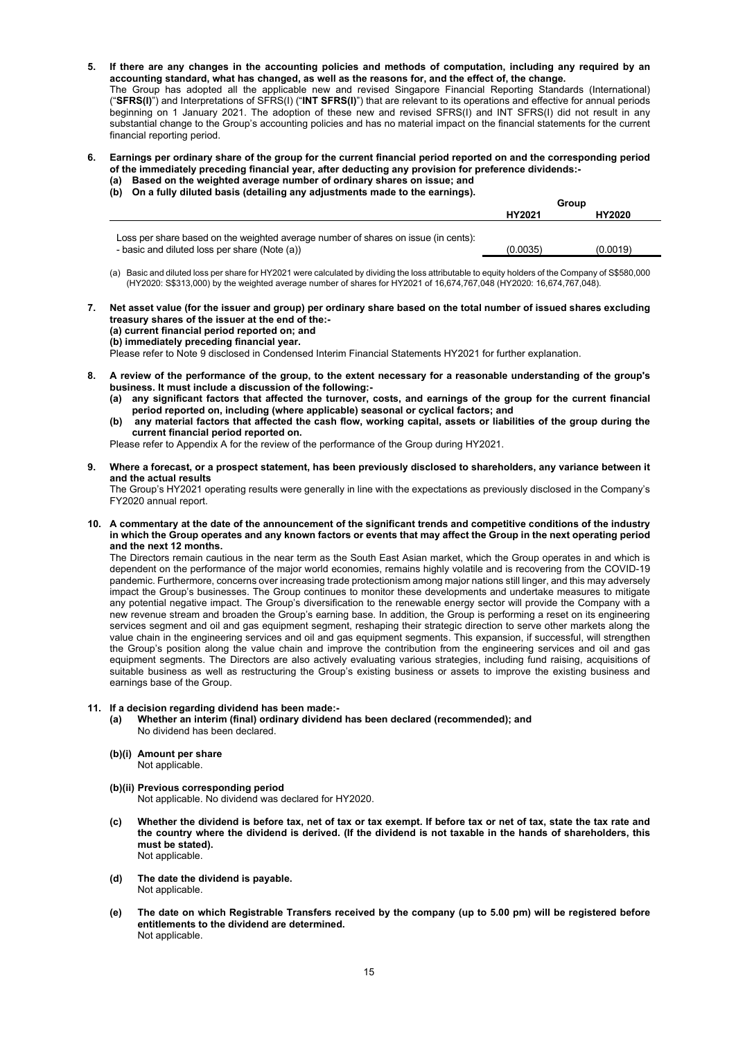**5. If there are any changes in the accounting policies and methods of computation, including any required by an accounting standard, what has changed, as well as the reasons for, and the effect of, the change.**

The Group has adopted all the applicable new and revised Singapore Financial Reporting Standards (International) ("**SFRS(I)**") and Interpretations of SFRS(I) ("**INT SFRS(I)**") that are relevant to its operations and effective for annual periods beginning on 1 January 2021. The adoption of these new and revised SFRS(I) and INT SFRS(I) did not result in any substantial change to the Group's accounting policies and has no material impact on the financial statements for the current financial reporting period.

**6. Earnings per ordinary share of the group for the current financial period reported on and the corresponding period of the immediately preceding financial year, after deducting any provision for preference dividends:-**

**(a) Based on the weighted average number of ordinary shares on issue; and**

**(b) On a fully diluted basis (detailing any adjustments made to the earnings).**

| | Group | |
|---|---|---|
| | **HY2021** | **HY2020** |
| Loss per share based on the weighted average number of shares on issue (in cents): | | |
| - basic and diluted loss per share (Note (a)) | (0.0035) | (0.0019) |

(a) Basic and diluted loss per share for HY2021 were calculated by dividing the loss attributable to equity holders of the Company of S$580,000 (HY2020: S$313,000) by the weighted average number of shares for HY2021 of 16,674,767,048 (HY2020: 16,674,767,048).

**7. Net asset value (for the issuer and group) per ordinary share based on the total number of issued shares excluding treasury shares of the issuer at the end of the:-**

**(a) current financial period reported on; and**

**(b) immediately preceding financial year.**

Please refer to Note 9 disclosed in Condensed Interim Financial Statements HY2021 for further explanation.

**8. A review of the performance of the group, to the extent necessary for a reasonable understanding of the group's business. It must include a discussion of the following:-**

**(a) any significant factors that affected the turnover, costs, and earnings of the group for the current financial period reported on, including (where applicable) seasonal or cyclical factors; and**

**(b) any material factors that affected the cash flow, working capital, assets or liabilities of the group during the current financial period reported on.**

Please refer to Appendix A for the review of the performance of the Group during HY2021.

**9. Where a forecast, or a prospect statement, has been previously disclosed to shareholders, any variance between it and the actual results**

The Group's HY2021 operating results were generally in line with the expectations as previously disclosed in the Company's FY2020 annual report.

**10. A commentary at the date of the announcement of the significant trends and competitive conditions of the industry in which the Group operates and any known factors or events that may affect the Group in the next operating period and the next 12 months.**

The Directors remain cautious in the near term as the South East Asian market, which the Group operates in and which is dependent on the performance of the major world economies, remains highly volatile and is recovering from the COVID-19 pandemic. Furthermore, concerns over increasing trade protectionism among major nations still linger, and this may adversely impact the Group's businesses. The Group continues to monitor these developments and undertake measures to mitigate any potential negative impact. The Group's diversification to the renewable energy sector will provide the Company with a new revenue stream and broaden the Group's earning base. In addition, the Group is performing a reset on its engineering services segment and oil and gas equipment segment, reshaping their strategic direction to serve other markets along the value chain in the engineering services and oil and gas equipment segments. This expansion, if successful, will strengthen the Group's position along the value chain and improve the contribution from the engineering services and oil and gas equipment segments. The Directors are also actively evaluating various strategies, including fund raising, acquisitions of suitable business as well as restructuring the Group's existing business or assets to improve the existing business and earnings base of the Group.

**11. If a decision regarding dividend has been made:-**

**(a) Whether an interim (final) ordinary dividend has been declared (recommended); and**

No dividend has been declared.

**(b)(i) Amount per share**

Not applicable.

**(b)(ii) Previous corresponding period**

Not applicable. No dividend was declared for HY2020.

**(c) Whether the dividend is before tax, net of tax or tax exempt. If before tax or net of tax, state the tax rate and the country where the dividend is derived. (If the dividend is not taxable in the hands of shareholders, this must be stated).**

Not applicable.

**(d) The date the dividend is payable.**

Not applicable.

**(e) The date on which Registrable Transfers received by the company (up to 5.00 pm) will be registered before entitlements to the dividend are determined.**

Not applicable.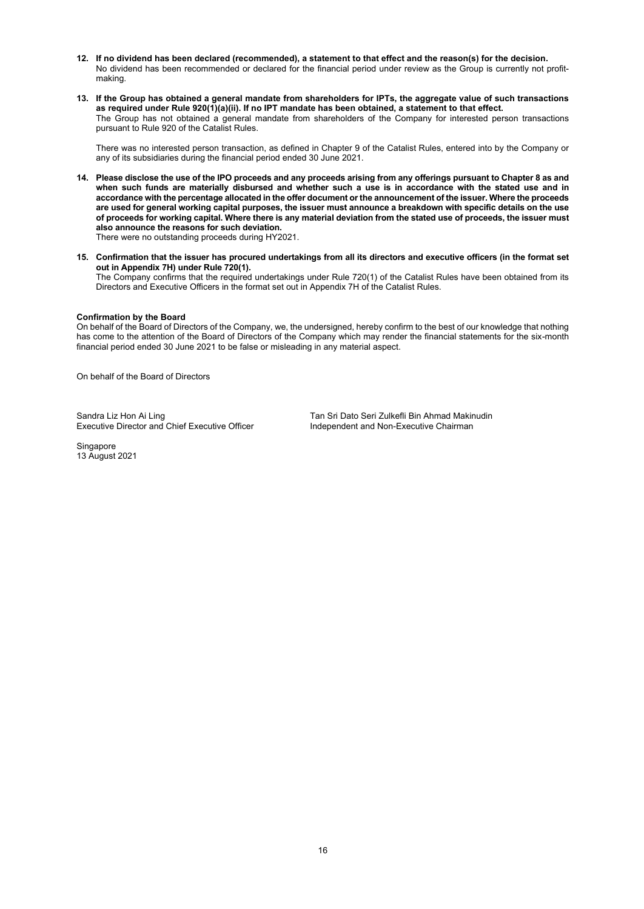**12. If no dividend has been declared (recommended), a statement to that effect and the reason(s) for the decision.**

No dividend has been recommended or declared for the financial period under review as the Group is currently not profit-making.

**13. If the Group has obtained a general mandate from shareholders for IPTs, the aggregate value of such transactions as required under Rule 920(1)(a)(ii). If no IPT mandate has been obtained, a statement to that effect.**

The Group has not obtained a general mandate from shareholders of the Company for interested person transactions pursuant to Rule 920 of the Catalist Rules.

There was no interested person transaction, as defined in Chapter 9 of the Catalist Rules, entered into by the Company or any of its subsidiaries during the financial period ended 30 June 2021.

**14. Please disclose the use of the IPO proceeds and any proceeds arising from any offerings pursuant to Chapter 8 as and when such funds are materially disbursed and whether such a use is in accordance with the stated use and in accordance with the percentage allocated in the offer document or the announcement of the issuer. Where the proceeds are used for general working capital purposes, the issuer must announce a breakdown with specific details on the use of proceeds for working capital. Where there is any material deviation from the stated use of proceeds, the issuer must also announce the reasons for such deviation.**

There were no outstanding proceeds during HY2021.

**15. Confirmation that the issuer has procured undertakings from all its directors and executive officers (in the format set out in Appendix 7H) under Rule 720(1).**

The Company confirms that the required undertakings under Rule 720(1) of the Catalist Rules have been obtained from its Directors and Executive Officers in the format set out in Appendix 7H of the Catalist Rules.

**Confirmation by the Board**

On behalf of the Board of Directors of the Company, we, the undersigned, hereby confirm to the best of our knowledge that nothing has come to the attention of the Board of Directors of the Company which may render the financial statements for the six-month financial period ended 30 June 2021 to be false or misleading in any material aspect.

On behalf of the Board of Directors

Sandra Liz Hon Ai Ling
Executive Director and Chief Executive Officer

Tan Sri Dato Seri Zulkefli Bin Ahmad Makinudin
Independent and Non-Executive Chairman

Singapore
13 August 2021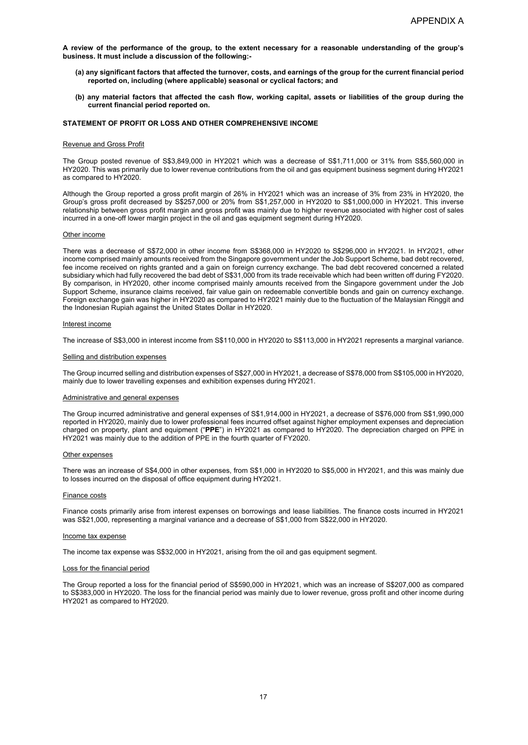**A review of the performance of the group, to the extent necessary for a reasonable understanding of the group's business. It must include a discussion of the following:-**

- **(a) any significant factors that affected the turnover, costs, and earnings of the group for the current financial period reported on, including (where applicable) seasonal or cyclical factors; and**
- **(b) any material factors that affected the cash flow, working capital, assets or liabilities of the group during the current financial period reported on.**

## STATEMENT OF PROFIT OR LOSS AND OTHER COMPREHENSIVE INCOME

### Revenue and Gross Profit

The Group posted revenue of S$3,849,000 in HY2021 which was a decrease of S$1,711,000 or 31% from S$5,560,000 in HY2020. This was primarily due to lower revenue contributions from the oil and gas equipment business segment during HY2021 as compared to HY2020.

Although the Group reported a gross profit margin of 26% in HY2021 which was an increase of 3% from 23% in HY2020, the Group's gross profit decreased by S$257,000 or 20% from S$1,257,000 in HY2020 to S$1,000,000 in HY2021. This inverse relationship between gross profit margin and gross profit was mainly due to higher revenue associated with higher cost of sales incurred in a one-off lower margin project in the oil and gas equipment segment during HY2020.

### Other income

There was a decrease of S$72,000 in other income from S$368,000 in HY2020 to S$296,000 in HY2021. In HY2021, other income comprised mainly amounts received from the Singapore government under the Job Support Scheme, bad debt recovered, fee income received on rights granted and a gain on foreign currency exchange. The bad debt recovered concerned a related subsidiary which had fully recovered the bad debt of S$31,000 from its trade receivable which had been written off during FY2020. By comparison, in HY2020, other income comprised mainly amounts received from the Singapore government under the Job Support Scheme, insurance claims received, fair value gain on redeemable convertible bonds and gain on currency exchange. Foreign exchange gain was higher in HY2020 as compared to HY2021 mainly due to the fluctuation of the Malaysian Ringgit and the Indonesian Rupiah against the United States Dollar in HY2020.

### Interest income

The increase of S$3,000 in interest income from S$110,000 in HY2020 to S$113,000 in HY2021 represents a marginal variance.

### Selling and distribution expenses

The Group incurred selling and distribution expenses of S$27,000 in HY2021, a decrease of S$78,000 from S$105,000 in HY2020, mainly due to lower travelling expenses and exhibition expenses during HY2021.

### Administrative and general expenses

The Group incurred administrative and general expenses of S$1,914,000 in HY2021, a decrease of S$76,000 from S$1,990,000 reported in HY2020, mainly due to lower professional fees incurred offset against higher employment expenses and depreciation charged on property, plant and equipment ("**PPE**") in HY2021 as compared to HY2020. The depreciation charged on PPE in HY2021 was mainly due to the addition of PPE in the fourth quarter of FY2020.

### Other expenses

There was an increase of S$4,000 in other expenses, from S$1,000 in HY2020 to S$5,000 in HY2021, and this was mainly due to losses incurred on the disposal of office equipment during HY2021.

### Finance costs

Finance costs primarily arise from interest expenses on borrowings and lease liabilities. The finance costs incurred in HY2021 was S$21,000, representing a marginal variance and a decrease of S$1,000 from S$22,000 in HY2020.

### Income tax expense

The income tax expense was S$32,000 in HY2021, arising from the oil and gas equipment segment.

### Loss for the financial period

The Group reported a loss for the financial period of S$590,000 in HY2021, which was an increase of S$207,000 as compared to S$383,000 in HY2020. The loss for the financial period was mainly due to lower revenue, gross profit and other income during HY2021 as compared to HY2020.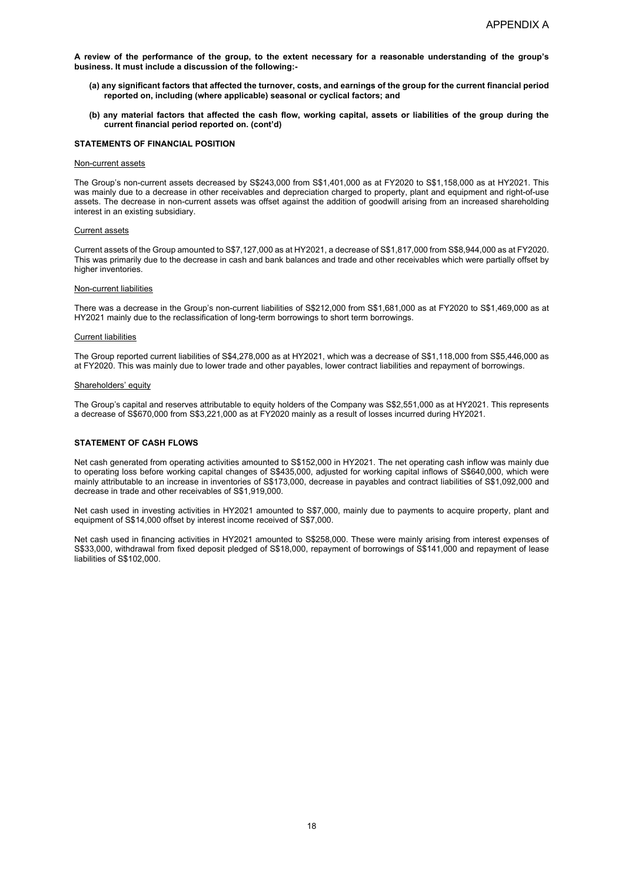**A review of the performance of the group, to the extent necessary for a reasonable understanding of the group's business. It must include a discussion of the following:-**

**(a) any significant factors that affected the turnover, costs, and earnings of the group for the current financial period reported on, including (where applicable) seasonal or cyclical factors; and**

**(b) any material factors that affected the cash flow, working capital, assets or liabilities of the group during the current financial period reported on. (cont'd)**

**STATEMENTS OF FINANCIAL POSITION**

Non-current assets

The Group's non-current assets decreased by S$243,000 from S$1,401,000 as at FY2020 to S$1,158,000 as at HY2021. This was mainly due to a decrease in other receivables and depreciation charged to property, plant and equipment and right-of-use assets. The decrease in non-current assets was offset against the addition of goodwill arising from an increased shareholding interest in an existing subsidiary.

Current assets

Current assets of the Group amounted to S$7,127,000 as at HY2021, a decrease of S$1,817,000 from S$8,944,000 as at FY2020. This was primarily due to the decrease in cash and bank balances and trade and other receivables which were partially offset by higher inventories.

Non-current liabilities

There was a decrease in the Group's non-current liabilities of S$212,000 from S$1,681,000 as at FY2020 to S$1,469,000 as at HY2021 mainly due to the reclassification of long-term borrowings to short term borrowings.

Current liabilities

The Group reported current liabilities of S$4,278,000 as at HY2021, which was a decrease of S$1,118,000 from S$5,446,000 as at FY2020. This was mainly due to lower trade and other payables, lower contract liabilities and repayment of borrowings.

Shareholders' equity

The Group's capital and reserves attributable to equity holders of the Company was S$2,551,000 as at HY2021. This represents a decrease of S$670,000 from S$3,221,000 as at FY2020 mainly as a result of losses incurred during HY2021.

**STATEMENT OF CASH FLOWS**

Net cash generated from operating activities amounted to S$152,000 in HY2021. The net operating cash inflow was mainly due to operating loss before working capital changes of S$435,000, adjusted for working capital inflows of S$640,000, which were mainly attributable to an increase in inventories of S$173,000, decrease in payables and contract liabilities of S$1,092,000 and decrease in trade and other receivables of S$1,919,000.

Net cash used in investing activities in HY2021 amounted to S$7,000, mainly due to payments to acquire property, plant and equipment of S$14,000 offset by interest income received of S$7,000.

Net cash used in financing activities in HY2021 amounted to S$258,000. These were mainly arising from interest expenses of S$33,000, withdrawal from fixed deposit pledged of S$18,000, repayment of borrowings of S$141,000 and repayment of lease liabilities of S$102,000.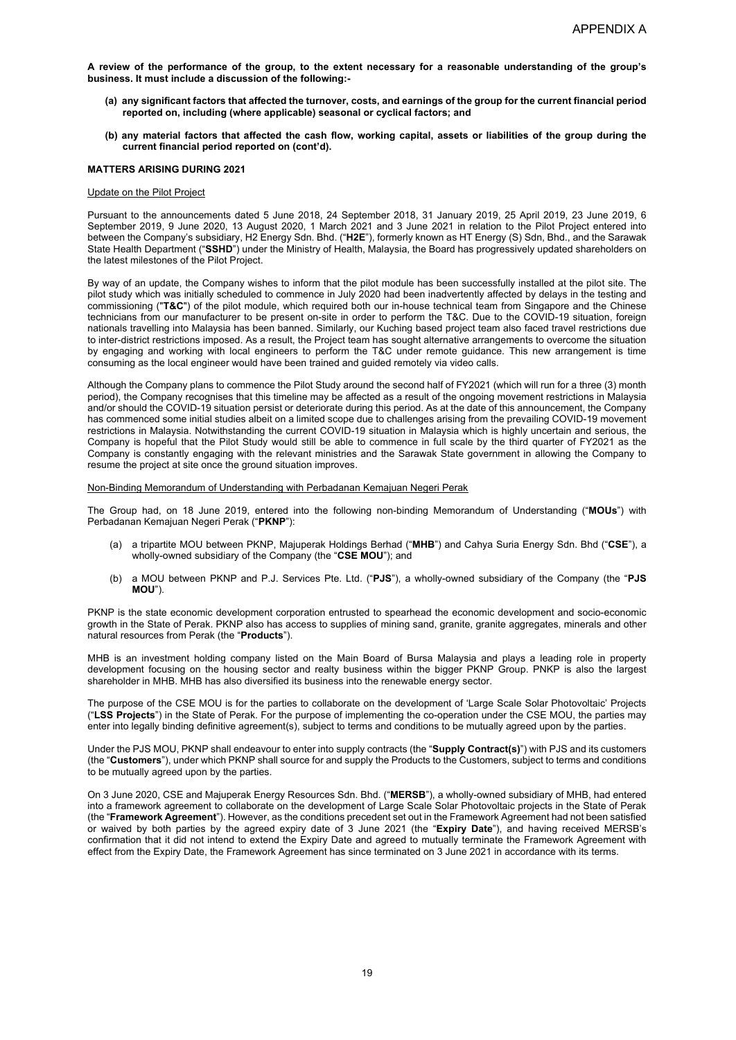**A review of the performance of the group, to the extent necessary for a reasonable understanding of the group's business. It must include a discussion of the following:-**

- **(a) any significant factors that affected the turnover, costs, and earnings of the group for the current financial period reported on, including (where applicable) seasonal or cyclical factors; and**
- **(b) any material factors that affected the cash flow, working capital, assets or liabilities of the group during the current financial period reported on (cont'd).**

**MATTERS ARISING DURING 2021**

Update on the Pilot Project

Pursuant to the announcements dated 5 June 2018, 24 September 2018, 31 January 2019, 25 April 2019, 23 June 2019, 6 September 2019, 9 June 2020, 13 August 2020, 1 March 2021 and 3 June 2021 in relation to the Pilot Project entered into between the Company's subsidiary, H2 Energy Sdn. Bhd. ("**H2E**"), formerly known as HT Energy (S) Sdn, Bhd., and the Sarawak State Health Department ("**SSHD**") under the Ministry of Health, Malaysia, the Board has progressively updated shareholders on the latest milestones of the Pilot Project.

By way of an update, the Company wishes to inform that the pilot module has been successfully installed at the pilot site. The pilot study which was initially scheduled to commence in July 2020 had been inadvertently affected by delays in the testing and commissioning ("**T&C**") of the pilot module, which required both our in-house technical team from Singapore and the Chinese technicians from our manufacturer to be present on-site in order to perform the T&C. Due to the COVID-19 situation, foreign nationals travelling into Malaysia has been banned. Similarly, our Kuching based project team also faced travel restrictions due to inter-district restrictions imposed. As a result, the Project team has sought alternative arrangements to overcome the situation by engaging and working with local engineers to perform the T&C under remote guidance. This new arrangement is time consuming as the local engineer would have been trained and guided remotely via video calls.

Although the Company plans to commence the Pilot Study around the second half of FY2021 (which will run for a three (3) month period), the Company recognises that this timeline may be affected as a result of the ongoing movement restrictions in Malaysia and/or should the COVID-19 situation persist or deteriorate during this period. As at the date of this announcement, the Company has commenced some initial studies albeit on a limited scope due to challenges arising from the prevailing COVID-19 movement restrictions in Malaysia. Notwithstanding the current COVID-19 situation in Malaysia which is highly uncertain and serious, the Company is hopeful that the Pilot Study would still be able to commence in full scale by the third quarter of FY2021 as the Company is constantly engaging with the relevant ministries and the Sarawak State government in allowing the Company to resume the project at site once the ground situation improves.

Non-Binding Memorandum of Understanding with Perbadanan Kemajuan Negeri Perak

The Group had, on 18 June 2019, entered into the following non-binding Memorandum of Understanding ("**MOUs**") with Perbadanan Kemajuan Negeri Perak ("**PKNP**"):

(a) a tripartite MOU between PKNP, Majuperak Holdings Berhad ("**MHB**") and Cahya Suria Energy Sdn. Bhd ("**CSE**"), a wholly-owned subsidiary of the Company (the "**CSE MOU**"); and

(b) a MOU between PKNP and P.J. Services Pte. Ltd. ("**PJS**"), a wholly-owned subsidiary of the Company (the "**PJS MOU**").

PKNP is the state economic development corporation entrusted to spearhead the economic development and socio-economic growth in the State of Perak. PKNP also has access to supplies of mining sand, granite, granite aggregates, minerals and other natural resources from Perak (the "**Products**").

MHB is an investment holding company listed on the Main Board of Bursa Malaysia and plays a leading role in property development focusing on the housing sector and realty business within the bigger PKNP Group. PNKP is also the largest shareholder in MHB. MHB has also diversified its business into the renewable energy sector.

The purpose of the CSE MOU is for the parties to collaborate on the development of 'Large Scale Solar Photovoltaic' Projects ("**LSS Projects**") in the State of Perak. For the purpose of implementing the co-operation under the CSE MOU, the parties may enter into legally binding definitive agreement(s), subject to terms and conditions to be mutually agreed upon by the parties.

Under the PJS MOU, PKNP shall endeavour to enter into supply contracts (the "**Supply Contract(s)**") with PJS and its customers (the "**Customers**"), under which PKNP shall source for and supply the Products to the Customers, subject to terms and conditions to be mutually agreed upon by the parties.

On 3 June 2020, CSE and Majuperak Energy Resources Sdn. Bhd. ("**MERSB**"), a wholly-owned subsidiary of MHB, had entered into a framework agreement to collaborate on the development of Large Scale Solar Photovoltaic projects in the State of Perak (the "**Framework Agreement**"). However, as the conditions precedent set out in the Framework Agreement had not been satisfied or waived by both parties by the agreed expiry date of 3 June 2021 (the "**Expiry Date**"), and having received MERSB's confirmation that it did not intend to extend the Expiry Date and agreed to mutually terminate the Framework Agreement with effect from the Expiry Date, the Framework Agreement has since terminated on 3 June 2021 in accordance with its terms.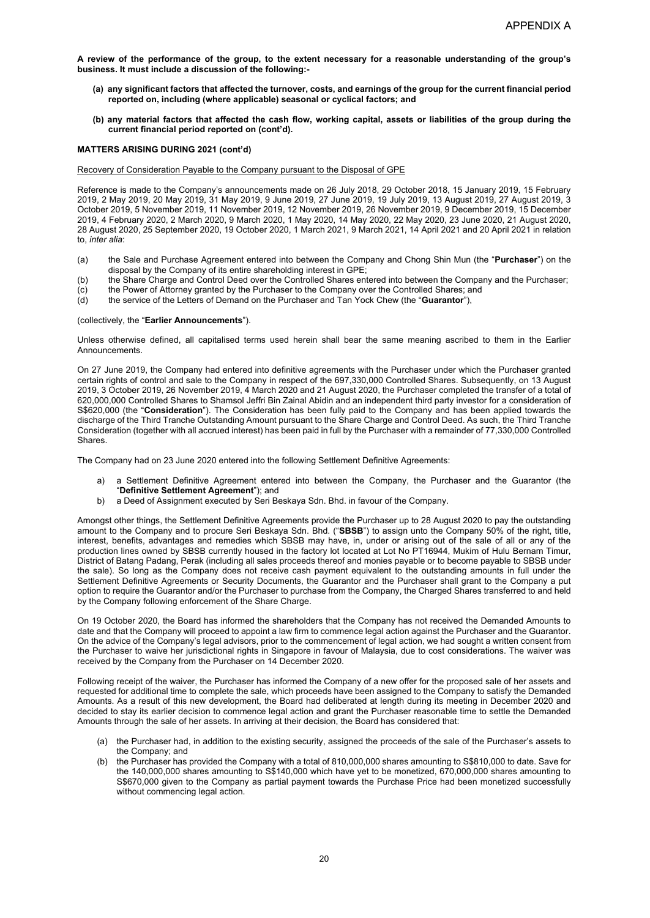**A review of the performance of the group, to the extent necessary for a reasonable understanding of the group's business. It must include a discussion of the following:-**

- **(a) any significant factors that affected the turnover, costs, and earnings of the group for the current financial period reported on, including (where applicable) seasonal or cyclical factors; and**
- **(b) any material factors that affected the cash flow, working capital, assets or liabilities of the group during the current financial period reported on (cont'd).**

**MATTERS ARISING DURING 2021 (cont'd)**

Recovery of Consideration Payable to the Company pursuant to the Disposal of GPE

Reference is made to the Company's announcements made on 26 July 2018, 29 October 2018, 15 January 2019, 15 February 2019, 2 May 2019, 20 May 2019, 31 May 2019, 9 June 2019, 27 June 2019, 19 July 2019, 13 August 2019, 27 August 2019, 3 October 2019, 5 November 2019, 11 November 2019, 12 November 2019, 26 November 2019, 9 December 2019, 15 December 2019, 4 February 2020, 2 March 2020, 9 March 2020, 1 May 2020, 14 May 2020, 22 May 2020, 23 June 2020, 21 August 2020, 28 August 2020, 25 September 2020, 19 October 2020, 1 March 2021, 9 March 2021, 14 April 2021 and 20 April 2021 in relation to, *inter alia*:

(a) the Sale and Purchase Agreement entered into between the Company and Chong Shin Mun (the "**Purchaser**") on the disposal by the Company of its entire shareholding interest in GPE;
(b) the Share Charge and Control Deed over the Controlled Shares entered into between the Company and the Purchaser;
(c) the Power of Attorney granted by the Purchaser to the Company over the Controlled Shares; and
(d) the service of the Letters of Demand on the Purchaser and Tan Yock Chew (the "**Guarantor**"),

(collectively, the "**Earlier Announcements**").

Unless otherwise defined, all capitalised terms used herein shall bear the same meaning ascribed to them in the Earlier Announcements.

On 27 June 2019, the Company had entered into definitive agreements with the Purchaser under which the Purchaser granted certain rights of control and sale to the Company in respect of the 697,330,000 Controlled Shares. Subsequently, on 13 August 2019, 3 October 2019, 26 November 2019, 4 March 2020 and 21 August 2020, the Purchaser completed the transfer of a total of 620,000,000 Controlled Shares to Shamsol Jeffri Bin Zainal Abidin and an independent third party investor for a consideration of S$620,000 (the "**Consideration**"). The Consideration has been fully paid to the Company and has been applied towards the discharge of the Third Tranche Outstanding Amount pursuant to the Share Charge and Control Deed. As such, the Third Tranche Consideration (together with all accrued interest) has been paid in full by the Purchaser with a remainder of 77,330,000 Controlled Shares.

The Company had on 23 June 2020 entered into the following Settlement Definitive Agreements:

a) a Settlement Definitive Agreement entered into between the Company, the Purchaser and the Guarantor (the "**Definitive Settlement Agreement**"); and
b) a Deed of Assignment executed by Seri Beskaya Sdn. Bhd. in favour of the Company.

Amongst other things, the Settlement Definitive Agreements provide the Purchaser up to 28 August 2020 to pay the outstanding amount to the Company and to procure Seri Beskaya Sdn. Bhd. ("**SBSB**") to assign unto the Company 50% of the right, title, interest, benefits, advantages and remedies which SBSB may have, in, under or arising out of the sale of all or any of the production lines owned by SBSB currently housed in the factory lot located at Lot No PT16944, Mukim of Hulu Bernam Timur, District of Batang Padang, Perak (including all sales proceeds thereof and monies payable or to become payable to SBSB under the sale). So long as the Company does not receive cash payment equivalent to the outstanding amounts in full under the Settlement Definitive Agreements or Security Documents, the Guarantor and the Purchaser shall grant to the Company a put option to require the Guarantor and/or the Purchaser to purchase from the Company, the Charged Shares transferred to and held by the Company following enforcement of the Share Charge.

On 19 October 2020, the Board has informed the shareholders that the Company has not received the Demanded Amounts to date and that the Company will proceed to appoint a law firm to commence legal action against the Purchaser and the Guarantor. On the advice of the Company's legal advisors, prior to the commencement of legal action, we had sought a written consent from the Purchaser to waive her jurisdictional rights in Singapore in favour of Malaysia, due to cost considerations. The waiver was received by the Company from the Purchaser on 14 December 2020.

Following receipt of the waiver, the Purchaser has informed the Company of a new offer for the proposed sale of her assets and requested for additional time to complete the sale, which proceeds have been assigned to the Company to satisfy the Demanded Amounts. As a result of this new development, the Board had deliberated at length during its meeting in December 2020 and decided to stay its earlier decision to commence legal action and grant the Purchaser reasonable time to settle the Demanded Amounts through the sale of her assets. In arriving at their decision, the Board has considered that:

(a) the Purchaser had, in addition to the existing security, assigned the proceeds of the sale of the Purchaser's assets to the Company; and
(b) the Purchaser has provided the Company with a total of 810,000,000 shares amounting to S$810,000 to date. Save for the 140,000,000 shares amounting to S$140,000 which have yet to be monetized, 670,000,000 shares amounting to S$670,000 given to the Company as partial payment towards the Purchase Price had been monetized successfully without commencing legal action.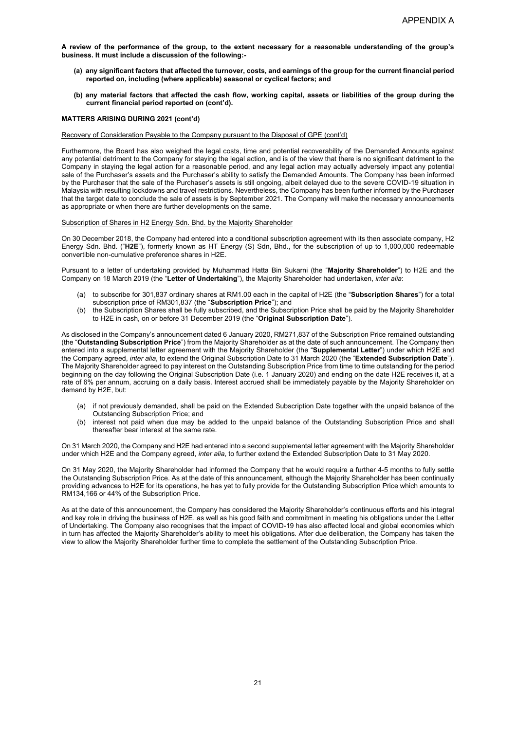APPENDIX A

**A review of the performance of the group, to the extent necessary for a reasonable understanding of the group's business. It must include a discussion of the following:-**

- **(a) any significant factors that affected the turnover, costs, and earnings of the group for the current financial period reported on, including (where applicable) seasonal or cyclical factors; and**
- **(b) any material factors that affected the cash flow, working capital, assets or liabilities of the group during the current financial period reported on (cont'd).**

**MATTERS ARISING DURING 2021 (cont'd)**

Recovery of Consideration Payable to the Company pursuant to the Disposal of GPE (cont'd)

Furthermore, the Board has also weighed the legal costs, time and potential recoverability of the Demanded Amounts against any potential detriment to the Company for staying the legal action, and is of the view that there is no significant detriment to the Company in staying the legal action for a reasonable period, and any legal action may actually adversely impact any potential sale of the Purchaser's assets and the Purchaser's ability to satisfy the Demanded Amounts. The Company has been informed by the Purchaser that the sale of the Purchaser's assets is still ongoing, albeit delayed due to the severe COVID-19 situation in Malaysia with resulting lockdowns and travel restrictions. Nevertheless, the Company has been further informed by the Purchaser that the target date to conclude the sale of assets is by September 2021. The Company will make the necessary announcements as appropriate or when there are further developments on the same.

Subscription of Shares in H2 Energy Sdn. Bhd. by the Majority Shareholder

On 30 December 2018, the Company had entered into a conditional subscription agreement with its then associate company, H2 Energy Sdn. Bhd. ("**H2E**"), formerly known as HT Energy (S) Sdn, Bhd., for the subscription of up to 1,000,000 redeemable convertible non-cumulative preference shares in H2E.

Pursuant to a letter of undertaking provided by Muhammad Hatta Bin Sukarni (the "**Majority Shareholder**") to H2E and the Company on 18 March 2019 (the "**Letter of Undertaking**"), the Majority Shareholder had undertaken, *inter alia*:

(a) to subscribe for 301,837 ordinary shares at RM1.00 each in the capital of H2E (the "**Subscription Shares**") for a total subscription price of RM301,837 (the "**Subscription Price**"); and
(b) the Subscription Shares shall be fully subscribed, and the Subscription Price shall be paid by the Majority Shareholder to H2E in cash, on or before 31 December 2019 (the "**Original Subscription Date**").

As disclosed in the Company's announcement dated 6 January 2020, RM271,837 of the Subscription Price remained outstanding (the "**Outstanding Subscription Price**") from the Majority Shareholder as at the date of such announcement. The Company then entered into a supplemental letter agreement with the Majority Shareholder (the "**Supplemental Letter**") under which H2E and the Company agreed, *inter alia*, to extend the Original Subscription Date to 31 March 2020 (the "**Extended Subscription Date**"). The Majority Shareholder agreed to pay interest on the Outstanding Subscription Price from time to time outstanding for the period beginning on the day following the Original Subscription Date (i.e. 1 January 2020) and ending on the date H2E receives it, at a rate of 6% per annum, accruing on a daily basis. Interest accrued shall be immediately payable by the Majority Shareholder on demand by H2E, but:

(a) if not previously demanded, shall be paid on the Extended Subscription Date together with the unpaid balance of the Outstanding Subscription Price; and
(b) interest not paid when due may be added to the unpaid balance of the Outstanding Subscription Price and shall thereafter bear interest at the same rate.

On 31 March 2020, the Company and H2E had entered into a second supplemental letter agreement with the Majority Shareholder under which H2E and the Company agreed, *inter alia*, to further extend the Extended Subscription Date to 31 May 2020.

On 31 May 2020, the Majority Shareholder had informed the Company that he would require a further 4-5 months to fully settle the Outstanding Subscription Price. As at the date of this announcement, although the Majority Shareholder has been continually providing advances to H2E for its operations, he has yet to fully provide for the Outstanding Subscription Price which amounts to RM134,166 or 44% of the Subscription Price.

As at the date of this announcement, the Company has considered the Majority Shareholder's continuous efforts and his integral and key role in driving the business of H2E, as well as his good faith and commitment in meeting his obligations under the Letter of Undertaking. The Company also recognises that the impact of COVID-19 has also affected local and global economies which in turn has affected the Majority Shareholder's ability to meet his obligations. After due deliberation, the Company has taken the view to allow the Majority Shareholder further time to complete the settlement of the Outstanding Subscription Price.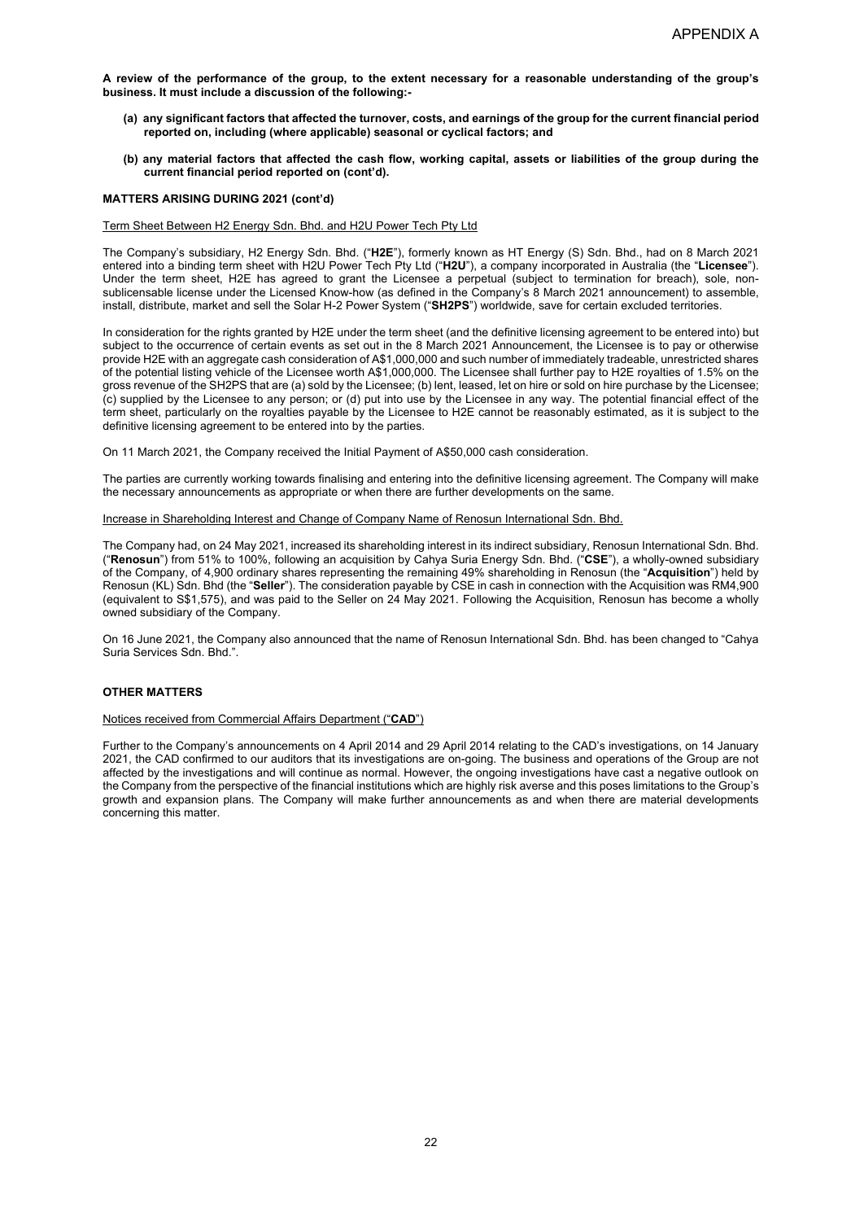**A review of the performance of the group, to the extent necessary for a reasonable understanding of the group's business. It must include a discussion of the following:-**

- **(a) any significant factors that affected the turnover, costs, and earnings of the group for the current financial period reported on, including (where applicable) seasonal or cyclical factors; and**
- **(b) any material factors that affected the cash flow, working capital, assets or liabilities of the group during the current financial period reported on (cont'd).**

**MATTERS ARISING DURING 2021 (cont'd)**

Term Sheet Between H2 Energy Sdn. Bhd. and H2U Power Tech Pty Ltd

The Company's subsidiary, H2 Energy Sdn. Bhd. ("**H2E**"), formerly known as HT Energy (S) Sdn. Bhd., had on 8 March 2021 entered into a binding term sheet with H2U Power Tech Pty Ltd ("**H2U**"), a company incorporated in Australia (the "**Licensee**"). Under the term sheet, H2E has agreed to grant the Licensee a perpetual (subject to termination for breach), sole, non-sublicensable license under the Licensed Know-how (as defined in the Company's 8 March 2021 announcement) to assemble, install, distribute, market and sell the Solar H-2 Power System ("**SH2PS**") worldwide, save for certain excluded territories.

In consideration for the rights granted by H2E under the term sheet (and the definitive licensing agreement to be entered into) but subject to the occurrence of certain events as set out in the 8 March 2021 Announcement, the Licensee is to pay or otherwise provide H2E with an aggregate cash consideration of A$1,000,000 and such number of immediately tradeable, unrestricted shares of the potential listing vehicle of the Licensee worth A$1,000,000. The Licensee shall further pay to H2E royalties of 1.5% on the gross revenue of the SH2PS that are (a) sold by the Licensee; (b) lent, leased, let on hire or sold on hire purchase by the Licensee; (c) supplied by the Licensee to any person; or (d) put into use by the Licensee in any way. The potential financial effect of the term sheet, particularly on the royalties payable by the Licensee to H2E cannot be reasonably estimated, as it is subject to the definitive licensing agreement to be entered into by the parties.

On 11 March 2021, the Company received the Initial Payment of A$50,000 cash consideration.

The parties are currently working towards finalising and entering into the definitive licensing agreement. The Company will make the necessary announcements as appropriate or when there are further developments on the same.

Increase in Shareholding Interest and Change of Company Name of Renosun International Sdn. Bhd.

The Company had, on 24 May 2021, increased its shareholding interest in its indirect subsidiary, Renosun International Sdn. Bhd. ("**Renosun**") from 51% to 100%, following an acquisition by Cahya Suria Energy Sdn. Bhd. ("**CSE**"), a wholly-owned subsidiary of the Company, of 4,900 ordinary shares representing the remaining 49% shareholding in Renosun (the "**Acquisition**") held by Renosun (KL) Sdn. Bhd (the "**Seller**"). The consideration payable by CSE in cash in connection with the Acquisition was RM4,900 (equivalent to S$1,575), and was paid to the Seller on 24 May 2021. Following the Acquisition, Renosun has become a wholly owned subsidiary of the Company.

On 16 June 2021, the Company also announced that the name of Renosun International Sdn. Bhd. has been changed to "Cahya Suria Services Sdn. Bhd.".

**OTHER MATTERS**

Notices received from Commercial Affairs Department ("**CAD**")

Further to the Company's announcements on 4 April 2014 and 29 April 2014 relating to the CAD's investigations, on 14 January 2021, the CAD confirmed to our auditors that its investigations are on-going. The business and operations of the Group are not affected by the investigations and will continue as normal. However, the ongoing investigations have cast a negative outlook on the Company from the perspective of the financial institutions which are highly risk averse and this poses limitations to the Group's growth and expansion plans. The Company will make further announcements as and when there are material developments concerning this matter.